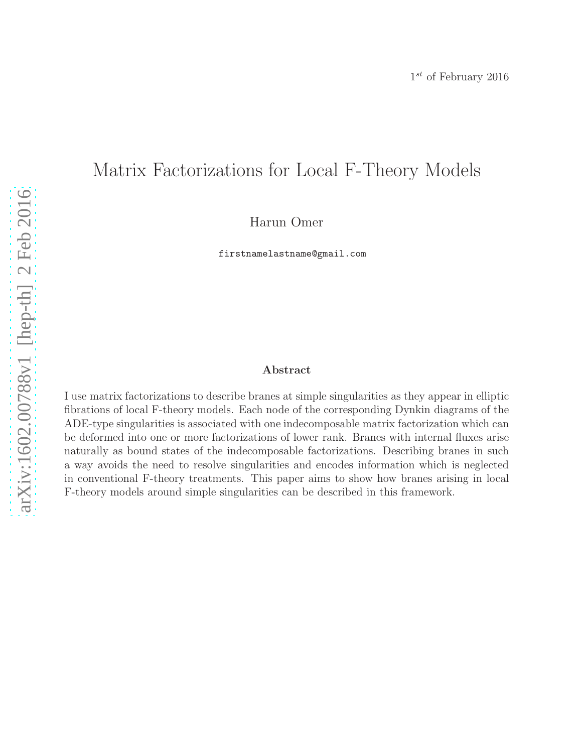$1^{st}$ of February 2016

# Matrix Factorizations for Local F-Theory Models

Harun Omer

firstnamelastname@gmail.com

### Abstract

I use matrix factorizations to describe branes at simple singularities as they appear in elliptic fibrations of local F-theory models. Each node of the corresponding Dynkin diagrams of the ADE-type singularities is associated with one indecomposable matrix factorization which can be deformed into one or more factorizations of lower rank. Branes with internal fluxes arise naturally as bound states of the indecomposable factorizations. Describing branes in such a way avoids the need to resolve singularities and encodes information which is neglected in conventional F-theory treatments. This paper aims to show how branes arising in local F-theory models around simple singularities can be described in this framework.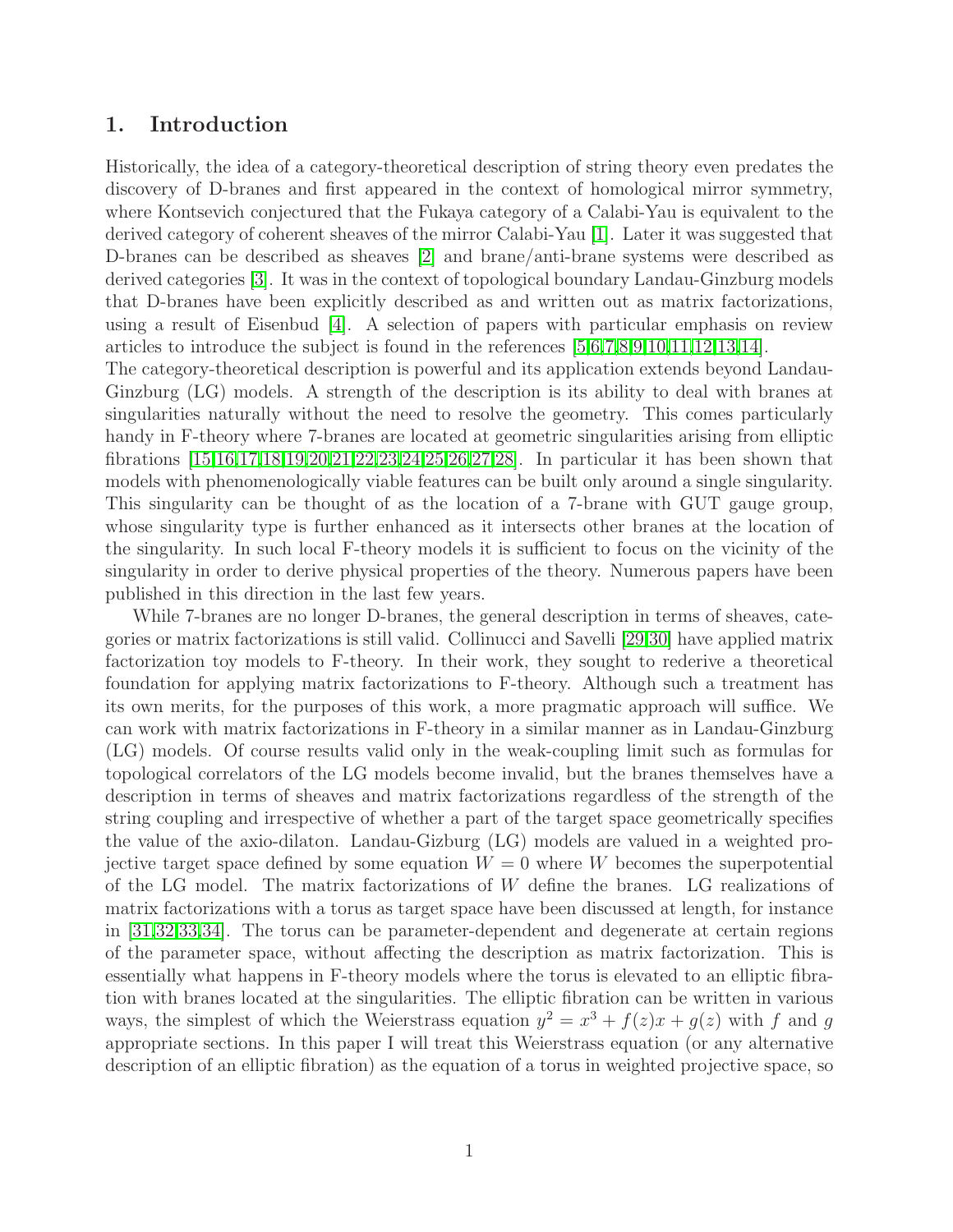## 1. Introduction

Historically, the idea of a category-theoretical description of string theory even predates the discovery of D-branes and first appeared in the context of homological mirror symmetry, where Kontsevich conjectured that the Fukaya category of a Calabi-Yau is equivalent to the derived category of coherent sheaves of the mirror Calabi-Yau [1]. Later it was suggested that D-branes can be described as sheaves [2] and brane/anti-brane systems were described as derived categories [3]. It was in the context of topological boundary Landau-Ginzburg models that D-branes have been explicitly described as and written out as matrix factorizations, using a result of Eisenbud [4]. A selection of papers with particular emphasis on review articles to introduce the subject is found in the references [5,6,7,8,9,10,11,12,13,14].

The category-theoretical description is powerful and its application extends beyond Landau-Ginzburg (LG) models. A strength of the description is its ability to deal with branes at singularities naturally without the need to resolve the geometry. This comes particularly handy in F-theory where 7-branes are located at geometric singularities arising from elliptic fibrations [15,16,17,18,19,20,21,22,23,24,25,26,27,28]. In particular it has been shown that models with phenomenologically viable features can be built only around a single singularity. This singularity can be thought of as the location of a 7-brane with GUT gauge group, whose singularity type is further enhanced as it intersects other branes at the location of the singularity. In such local F-theory models it is sufficient to focus on the vicinity of the singularity in order to derive physical properties of the theory. Numerous papers have been published in this direction in the last few years.

While 7-branes are no longer D-branes, the general description in terms of sheaves, categories or matrix factorizations is still valid. Collinucci and Savelli [29,30] have applied matrix factorization toy models to F-theory. In their work, they sought to rederive a theoretical foundation for applying matrix factorizations to F-theory. Although such a treatment has its own merits, for the purposes of this work, a more pragmatic approach will suffice. We can work with matrix factorizations in F-theory in a similar manner as in Landau-Ginzburg (LG) models. Of course results valid only in the weak-coupling limit such as formulas for topological correlators of the LG models become invalid, but the branes themselves have a description in terms of sheaves and matrix factorizations regardless of the strength of the string coupling and irrespective of whether a part of the target space geometrically specifies the value of the axio-dilaton. Landau-Gizburg (LG) models are valued in a weighted projective target space defined by some equation $W = 0$ where $W$ becomes the superpotential of the LG model. The matrix factorizations of $W$ define the branes. LG realizations of matrix factorizations with a torus as target space have been discussed at length, for instance in [31,32,33,34]. The torus can be parameter-dependent and degenerate at certain regions of the parameter space, without affecting the description as matrix factorization. This is essentially what happens in F-theory models where the torus is elevated to an elliptic fibration with branes located at the singularities. The elliptic fibration can be written in various ways, the simplest of which the Weierstrass equation $y^2 = x^3 + f(z)x + g(z)$ with $f$ and $g$ appropriate sections. In this paper I will treat this Weierstrass equation (or any alternative description of an elliptic fibration) as the equation of a torus in weighted projective space, so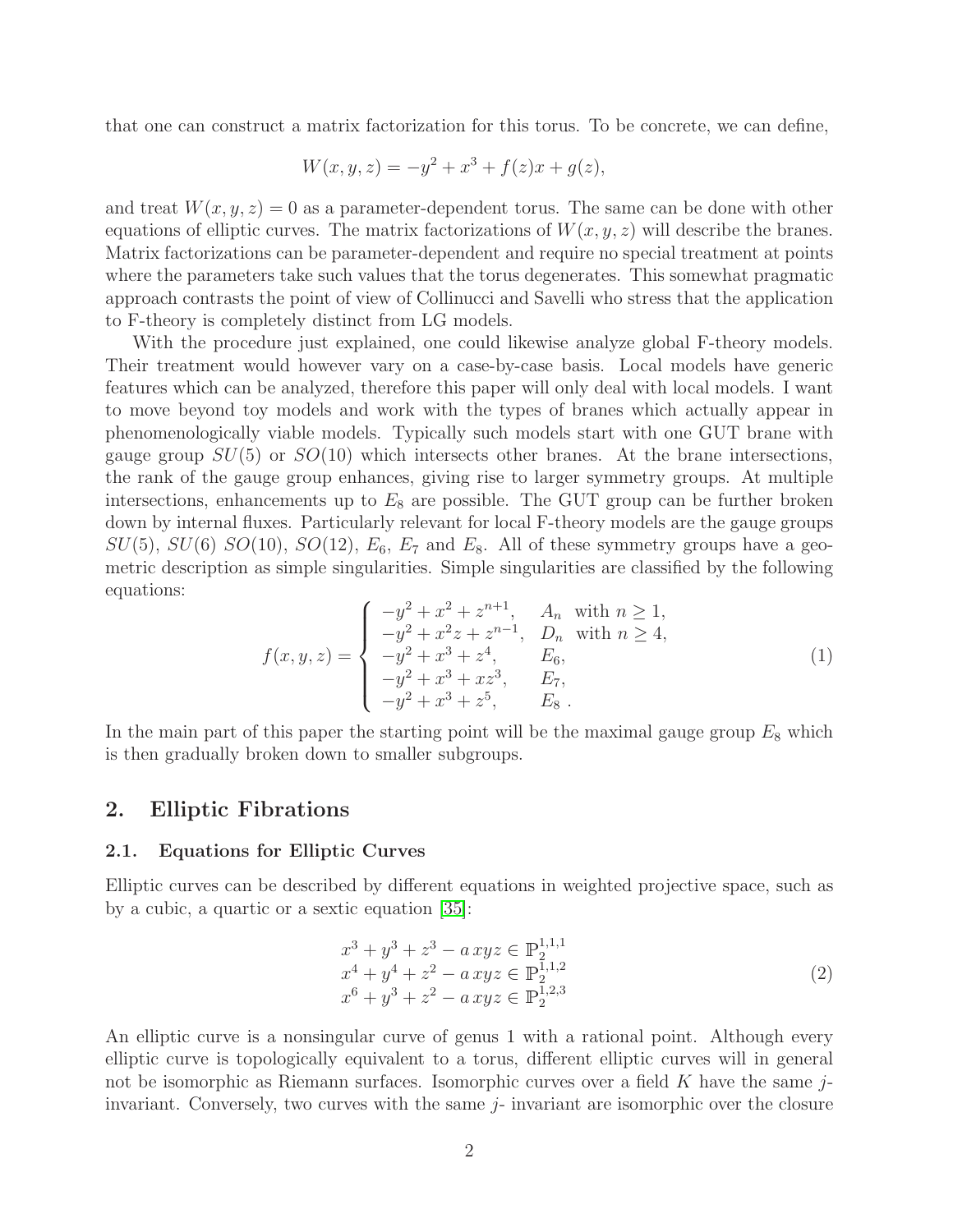that one can construct a matrix factorization for this torus. To be concrete, we can define,

$$W(x,y,z) = -y^2 + x^3 + f(z)x + g(z),$$

and treat $W(x,y,z) = 0$ as a parameter-dependent torus. The same can be done with other equations of elliptic curves. The matrix factorizations of $W(x,y,z)$ will describe the branes. Matrix factorizations can be parameter-dependent and require no special treatment at points where the parameters take such values that the torus degenerates. This somewhat pragmatic approach contrasts the point of view of Collinucci and Savelli who stress that the application to F-theory is completely distinct from LG models.

With the procedure just explained, one could likewise analyze global F-theory models. Their treatment would however vary on a case-by-case basis. Local models have generic features which can be analyzed, therefore this paper will only deal with local models. I want to move beyond toy models and work with the types of branes which actually appear in phenomenologically viable models. Typically such models start with one GUT brane with gauge group $SU(5)$ or $SO(10)$ which intersects other branes. At the brane intersections, the rank of the gauge group enhances, giving rise to larger symmetry groups. At multiple intersections, enhancements up to $E_8$ are possible. The GUT group can be further broken down by internal fluxes. Particularly relevant for local F-theory models are the gauge groups $SU(5)$, $SU(6)$ $SO(10)$, $SO(12)$, $E_6$, $E_7$ and $E_8$. All of these symmetry groups have a geometric description as simple singularities. Simple singularities are classified by the following equations:

$$f(x,y,z) = \begin{cases} -y^2 + x^2 + z^{n+1}, & A_n \;\text{ with } n \geq 1, \\ -y^2 + x^2 z + z^{n-1}, & D_n \;\text{ with } n \geq 4, \\ -y^2 + x^3 + z^4, & E_6, \\ -y^2 + x^3 + xz^3, & E_7, \\ -y^2 + x^3 + z^5, & E_8\;. \end{cases} \tag{1}$$

In the main part of this paper the starting point will be the maximal gauge group $E_8$ which is then gradually broken down to smaller subgroups.

## 2. Elliptic Fibrations

### 2.1. Equations for Elliptic Curves

Elliptic curves can be described by different equations in weighted projective space, such as by a cubic, a quartic or a sextic equation [35]:

$$\begin{array}{l} x^3 + y^3 + z^3 - a\,xyz \in \mathbb{P}_2^{1,1,1} \\ x^4 + y^4 + z^2 - a\,xyz \in \mathbb{P}_2^{1,1,2} \\ x^6 + y^3 + z^2 - a\,xyz \in \mathbb{P}_2^{1,2,3} \end{array} \tag{2}$$

An elliptic curve is a nonsingular curve of genus 1 with a rational point. Although every elliptic curve is topologically equivalent to a torus, different elliptic curves will in general not be isomorphic as Riemann surfaces. Isomorphic curves over a field $K$ have the same $j$-invariant. Conversely, two curves with the same $j$- invariant are isomorphic over the closure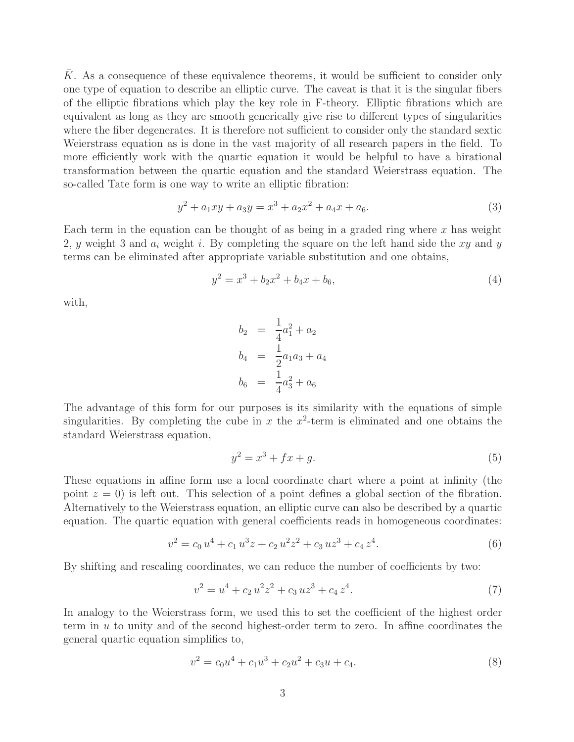$\bar{K}$. As a consequence of these equivalence theorems, it would be sufficient to consider only one type of equation to describe an elliptic curve. The caveat is that it is the singular fibers of the elliptic fibrations which play the key role in F-theory. Elliptic fibrations which are equivalent as long as they are smooth generically give rise to different types of singularities where the fiber degenerates. It is therefore not sufficient to consider only the standard sextic Weierstrass equation as is done in the vast majority of all research papers in the field. To more efficiently work with the quartic equation it would be helpful to have a birational transformation between the quartic equation and the standard Weierstrass equation. The so-called Tate form is one way to write an elliptic fibration:

$$y^2 + a_1 xy + a_3 y = x^3 + a_2 x^2 + a_4 x + a_6. \tag{3}$$

Each term in the equation can be thought of as being in a graded ring where $x$ has weight 2, $y$ weight 3 and $a_i$ weight $i$. By completing the square on the left hand side the $xy$ and $y$ terms can be eliminated after appropriate variable substitution and one obtains,

$$y^2 = x^3 + b_2 x^2 + b_4 x + b_6, \tag{4}$$

with,

$$\begin{aligned} b_2 &= \frac{1}{4}a_1^2 + a_2 \\ b_4 &= \frac{1}{2}a_1 a_3 + a_4 \\ b_6 &= \frac{1}{4}a_3^2 + a_6 \end{aligned}$$

The advantage of this form for our purposes is its similarity with the equations of simple singularities. By completing the cube in $x$ the $x^2$-term is eliminated and one obtains the standard Weierstrass equation,

$$y^2 = x^3 + fx + g. \tag{5}$$

These equations in affine form use a local coordinate chart where a point at infinity (the point $z = 0$) is left out. This selection of a point defines a global section of the fibration. Alternatively to the Weierstrass equation, an elliptic curve can also be described by a quartic equation. The quartic equation with general coefficients reads in homogeneous coordinates:

$$v^2 = c_0\, u^4 + c_1\, u^3 z + c_2\, u^2 z^2 + c_3\, u z^3 + c_4\, z^4. \tag{6}$$

By shifting and rescaling coordinates, we can reduce the number of coefficients by two:

$$v^2 = u^4 + c_2\, u^2 z^2 + c_3\, u z^3 + c_4\, z^4. \tag{7}$$

In analogy to the Weierstrass form, we used this to set the coefficient of the highest order term in $u$ to unity and of the second highest-order term to zero. In affine coordinates the general quartic equation simplifies to,

$$v^2 = c_0 u^4 + c_1 u^3 + c_2 u^2 + c_3 u + c_4. \tag{8}$$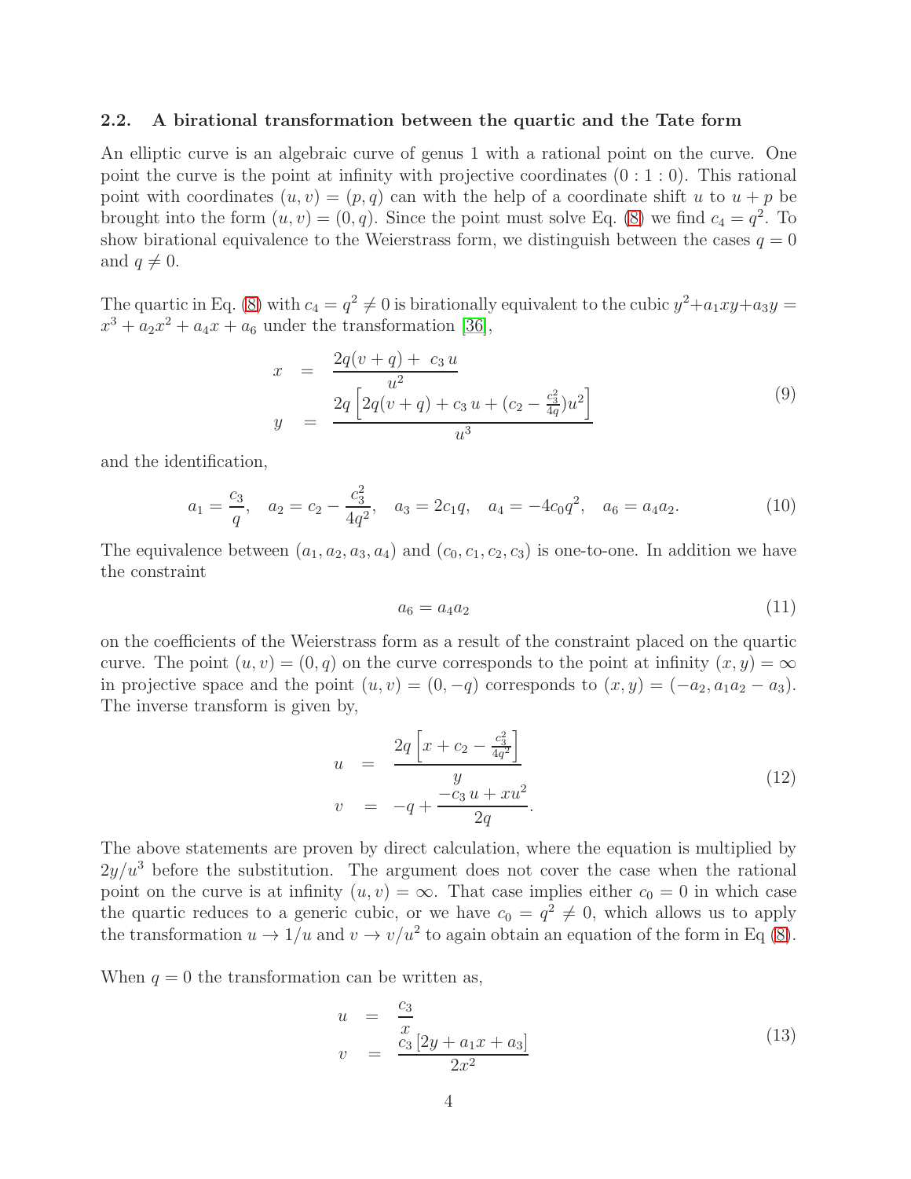### 2.2. A birational transformation between the quartic and the Tate form

An elliptic curve is an algebraic curve of genus 1 with a rational point on the curve. One point the curve is the point at infinity with projective coordinates $(0:1:0)$. This rational point with coordinates $(u,v)=(p,q)$ can with the help of a coordinate shift $u$ to $u+p$ be brought into the form $(u,v)=(0,q)$. Since the point must solve Eq. (8) we find $c_4=q^2$. To show birational equivalence to the Weierstrass form, we distinguish between the cases $q=0$ and $q\neq 0$.

The quartic in Eq. (8) with $c_4=q^2\neq 0$ is birationally equivalent to the cubic $y^2+a_1xy+a_3y=x^3+a_2x^2+a_4x+a_6$ under the transformation [36],

$$
\begin{aligned}
x &= \frac{2q(v+q)+\ c_3\,u}{u^2} \\
y &= \frac{2q\left[2q(v+q)+c_3\,u+(c_2-\frac{c_3^2}{4q})u^2\right]}{u^3}
\end{aligned}
\tag{9}
$$

and the identification,

$$
a_1=\frac{c_3}{q},\quad a_2=c_2-\frac{c_3^2}{4q^2},\quad a_3=2c_1q,\quad a_4=-4c_0q^2,\quad a_6=a_4a_2. \tag{10}
$$

The equivalence between $(a_1,a_2,a_3,a_4)$ and $(c_0,c_1,c_2,c_3)$ is one-to-one. In addition we have the constraint

$$
a_6=a_4a_2 \tag{11}
$$

on the coefficients of the Weierstrass form as a result of the constraint placed on the quartic curve. The point $(u,v)=(0,q)$ on the curve corresponds to the point at infinity $(x,y)=\infty$ in projective space and the point $(u,v)=(0,-q)$ corresponds to $(x,y)=(-a_2,a_1a_2-a_3)$. The inverse transform is given by,

$$
\begin{aligned}
u &= \frac{2q\left[x+c_2-\frac{c_3^2}{4q^2}\right]}{y} \\
v &= -q+\frac{-c_3\,u+xu^2}{2q}.
\end{aligned}
\tag{12}
$$

The above statements are proven by direct calculation, where the equation is multiplied by $2y/u^3$ before the substitution. The argument does not cover the case when the rational point on the curve is at infinity $(u,v)=\infty$. That case implies either $c_0=0$ in which case the quartic reduces to a generic cubic, or we have $c_0=q^2\neq 0$, which allows us to apply the transformation $u\to 1/u$ and $v\to v/u^2$ to again obtain an equation of the form in Eq (8).

When $q=0$ the transformation can be written as,

$$
\begin{aligned}
u &= \frac{c_3}{x} \\
v &= \frac{c_3\left[2y+a_1x+a_3\right]}{2x^2}
\end{aligned}
\tag{13}
$$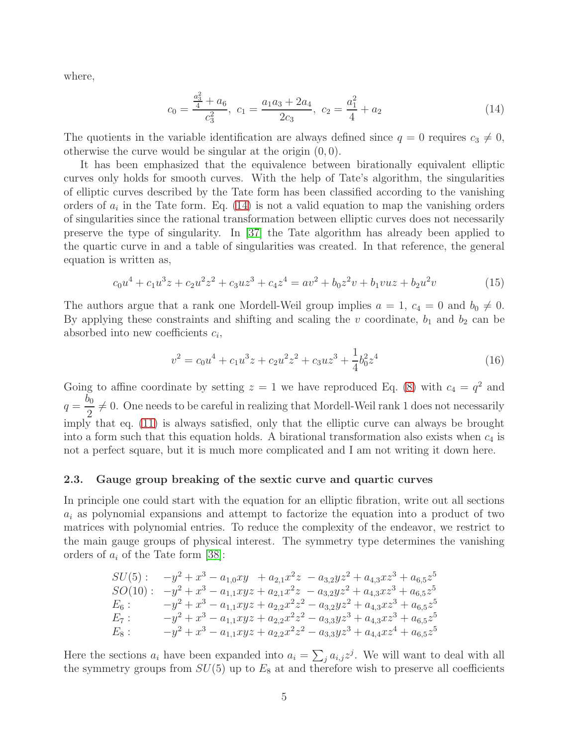where,

$$c_0 = \frac{\frac{a_3^2}{4} + a_6}{c_3^2},\ c_1 = \frac{a_1 a_3 + 2a_4}{2c_3},\ c_2 = \frac{a_1^2}{4} + a_2 \tag{14}$$

The quotients in the variable identification are always defined since $q = 0$ requires $c_3 \neq 0$, otherwise the curve would be singular at the origin $(0, 0)$.

It has been emphasized that the equivalence between birationally equivalent elliptic curves only holds for smooth curves. With the help of Tate's algorithm, the singularities of elliptic curves described by the Tate form has been classified according to the vanishing orders of $a_i$ in the Tate form. Eq. (14) is not a valid equation to map the vanishing orders of singularities since the rational transformation between elliptic curves does not necessarily preserve the type of singularity. In [37] the Tate algorithm has already been applied to the quartic curve in and a table of singularities was created. In that reference, the general equation is written as,

$$c_0 u^4 + c_1 u^3 z + c_2 u^2 z^2 + c_3 u z^3 + c_4 z^4 = a v^2 + b_0 z^2 v + b_1 v u z + b_2 u^2 v \tag{15}$$

The authors argue that a rank one Mordell-Weil group implies $a = 1$, $c_4 = 0$ and $b_0 \neq 0$. By applying these constraints and shifting and scaling the $v$ coordinate, $b_1$ and $b_2$ can be absorbed into new coefficients $c_i$,

$$v^2 = c_0 u^4 + c_1 u^3 z + c_2 u^2 z^2 + c_3 u z^3 + \frac{1}{4} b_0^2 z^4 \tag{16}$$

Going to affine coordinate by setting $z = 1$ we have reproduced Eq. (8) with $c_4 = q^2$ and $q = \dfrac{b_0}{2} \neq 0$. One needs to be careful in realizing that Mordell-Weil rank 1 does not necessarily imply that eq. (11) is always satisfied, only that the elliptic curve can always be brought into a form such that this equation holds. A birational transformation also exists when $c_4$ is not a perfect square, but it is much more complicated and I am not writing it down here.

### 2.3. Gauge group breaking of the sextic curve and quartic curves

In principle one could start with the equation for an elliptic fibration, write out all sections $a_i$ as polynomial expansions and attempt to factorize the equation into a product of two matrices with polynomial entries. To reduce the complexity of the endeavor, we restrict to the main gauge groups of physical interest. The symmetry type determines the vanishing orders of $a_i$ of the Tate form [38]:

$$\begin{array}{ll}
SU(5): & -y^2 + x^3 - a_{1,0}xy \ + a_{2,1}x^2 z \ - a_{3,2}yz^2 + a_{4,3}xz^3 + a_{6,5}z^5 \\
SO(10): & -y^2 + x^3 - a_{1,1}xyz + a_{2,1}x^2 z \ - a_{3,2}yz^2 + a_{4,3}xz^3 + a_{6,5}z^5 \\
E_6: & -y^2 + x^3 - a_{1,1}xyz + a_{2,2}x^2 z^2 - a_{3,2}yz^2 + a_{4,3}xz^3 + a_{6,5}z^5 \\
E_7: & -y^2 + x^3 - a_{1,1}xyz + a_{2,2}x^2 z^2 - a_{3,3}yz^3 + a_{4,3}xz^3 + a_{6,5}z^5 \\
E_8: & -y^2 + x^3 - a_{1,1}xyz + a_{2,2}x^2 z^2 - a_{3,3}yz^3 + a_{4,4}xz^4 + a_{6,5}z^5
\end{array}$$

Here the sections $a_i$ have been expanded into $a_i = \sum_j a_{i,j} z^j$. We will want to deal with all the symmetry groups from $SU(5)$ up to $E_8$ at and therefore wish to preserve all coefficients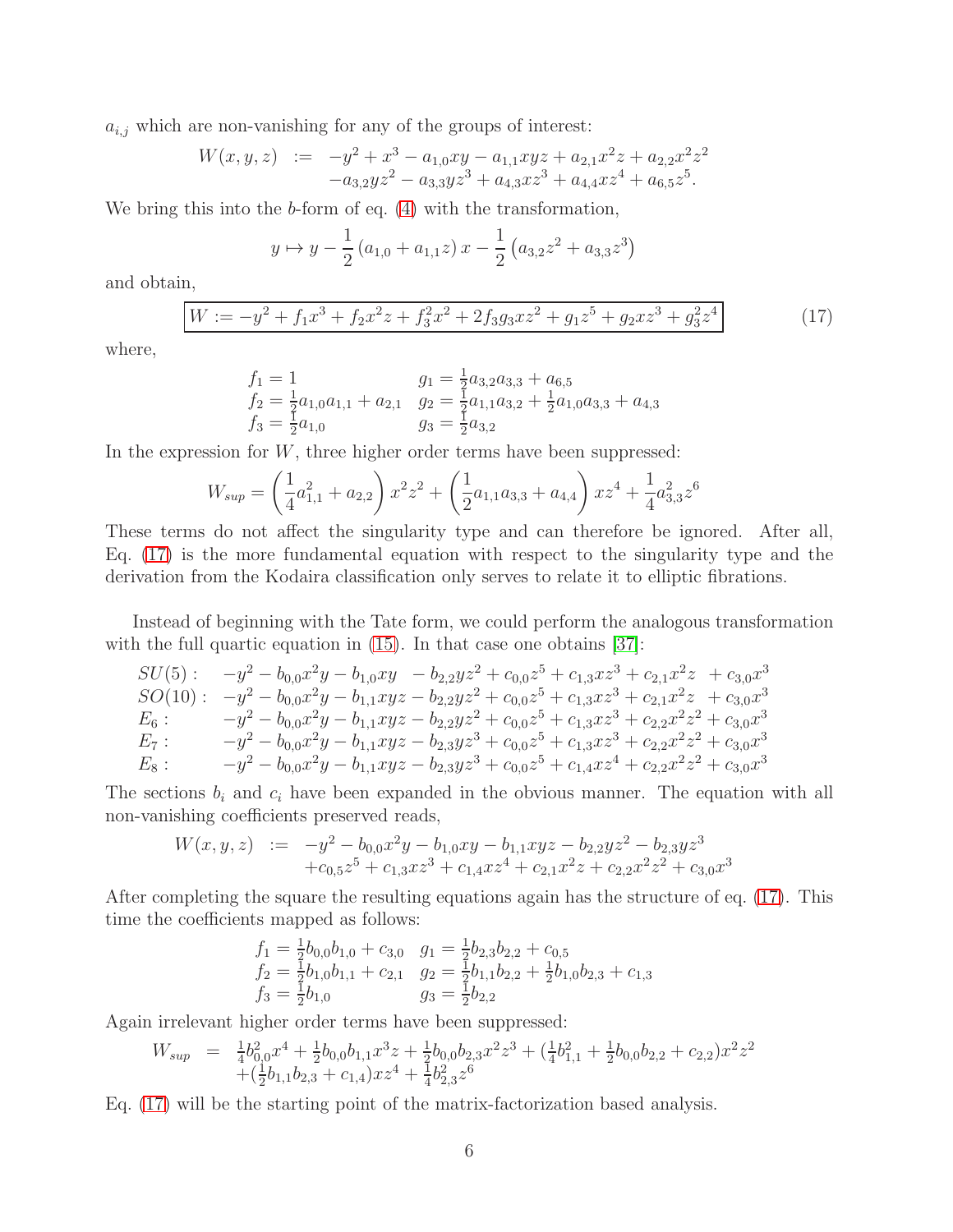$a_{i,j}$ which are non-vanishing for any of the groups of interest:

$$
\begin{aligned}
W(x,y,z) \;\; := \;\; & -y^2 + x^3 - a_{1,0}xy - a_{1,1}xyz + a_{2,1}x^2z + a_{2,2}x^2z^2 \\
& -a_{3,2}yz^2 - a_{3,3}yz^3 + a_{4,3}xz^3 + a_{4,4}xz^4 + a_{6,5}z^5.
\end{aligned}
$$

We bring this into the $b$-form of eq. (4) with the transformation,

$$
y \mapsto y - \frac{1}{2}\left(a_{1,0} + a_{1,1}z\right)x - \frac{1}{2}\left(a_{3,2}z^2 + a_{3,3}z^3\right)
$$

and obtain,

$$
\boxed{W := -y^2 + f_1x^3 + f_2x^2z + f_3^2x^2 + 2f_3g_3xz^2 + g_1z^5 + g_2xz^3 + g_3^2z^4} \tag{17}
$$

where,

$$
\begin{array}{ll}
f_1 = 1 & g_1 = \frac{1}{2}a_{3,2}a_{3,3} + a_{6,5} \\
f_2 = \frac{1}{2}a_{1,0}a_{1,1} + a_{2,1} & g_2 = \frac{1}{2}a_{1,1}a_{3,2} + \frac{1}{2}a_{1,0}a_{3,3} + a_{4,3} \\
f_3 = \frac{1}{2}a_{1,0} & g_3 = \frac{1}{2}a_{3,2}
\end{array}
$$

In the expression for $W$, three higher order terms have been suppressed:

$$
W_{sup} = \left(\frac{1}{4}a_{1,1}^2 + a_{2,2}\right)x^2z^2 + \left(\frac{1}{2}a_{1,1}a_{3,3} + a_{4,4}\right)xz^4 + \frac{1}{4}a_{3,3}^2z^6
$$

These terms do not affect the singularity type and can therefore be ignored. After all, Eq. (17) is the more fundamental equation with respect to the singularity type and the derivation from the Kodaira classification only serves to relate it to elliptic fibrations.

Instead of beginning with the Tate form, we could perform the analogous transformation with the full quartic equation in (15). In that case one obtains [37]:

$$
\begin{array}{ll}
SU(5): & -y^2 - b_{0,0}x^2y - b_{1,0}xy \;\; - b_{2,2}yz^2 + c_{0,0}z^5 + c_{1,3}xz^3 + c_{2,1}x^2z \;\; + c_{3,0}x^3 \\
SO(10): & -y^2 - b_{0,0}x^2y - b_{1,1}xyz - b_{2,2}yz^2 + c_{0,0}z^5 + c_{1,3}xz^3 + c_{2,1}x^2z \;\; + c_{3,0}x^3 \\
E_6: & -y^2 - b_{0,0}x^2y - b_{1,1}xyz - b_{2,2}yz^2 + c_{0,0}z^5 + c_{1,3}xz^3 + c_{2,2}x^2z^2 + c_{3,0}x^3 \\
E_7: & -y^2 - b_{0,0}x^2y - b_{1,1}xyz - b_{2,3}yz^3 + c_{0,0}z^5 + c_{1,3}xz^3 + c_{2,2}x^2z^2 + c_{3,0}x^3 \\
E_8: & -y^2 - b_{0,0}x^2y - b_{1,1}xyz - b_{2,3}yz^3 + c_{0,0}z^5 + c_{1,4}xz^4 + c_{2,2}x^2z^2 + c_{3,0}x^3
\end{array}
$$

The sections $b_i$ and $c_i$ have been expanded in the obvious manner. The equation with all non-vanishing coefficients preserved reads,

$$
\begin{aligned}
W(x,y,z) \;\; := \;\; & -y^2 - b_{0,0}x^2y - b_{1,0}xy - b_{1,1}xyz - b_{2,2}yz^2 - b_{2,3}yz^3 \\
& +c_{0,5}z^5 + c_{1,3}xz^3 + c_{1,4}xz^4 + c_{2,1}x^2z + c_{2,2}x^2z^2 + c_{3,0}x^3
\end{aligned}
$$

After completing the square the resulting equations again has the structure of eq. (17). This time the coefficients mapped as follows:

$$
\begin{array}{ll}
f_1 = \frac{1}{2}b_{0,0}b_{1,0} + c_{3,0} & g_1 = \frac{1}{2}b_{2,3}b_{2,2} + c_{0,5} \\
f_2 = \frac{1}{2}b_{1,0}b_{1,1} + c_{2,1} & g_2 = \frac{1}{2}b_{1,1}b_{2,2} + \frac{1}{2}b_{1,0}b_{2,3} + c_{1,3} \\
f_3 = \frac{1}{2}b_{1,0} & g_3 = \frac{1}{2}b_{2,2}
\end{array}
$$

Again irrelevant higher order terms have been suppressed:

$$
\begin{aligned}
W_{sup} \;\; = \;\; & \tfrac{1}{4}b_{0,0}^2x^4 + \tfrac{1}{2}b_{0,0}b_{1,1}x^3z + \tfrac{1}{2}b_{0,0}b_{2,3}x^2z^3 + (\tfrac{1}{4}b_{1,1}^2 + \tfrac{1}{2}b_{0,0}b_{2,2} + c_{2,2})x^2z^2 \\
& +(\tfrac{1}{2}b_{1,1}b_{2,3} + c_{1,4})xz^4 + \tfrac{1}{4}b_{2,3}^2z^6
\end{aligned}
$$

Eq. (17) will be the starting point of the matrix-factorization based analysis.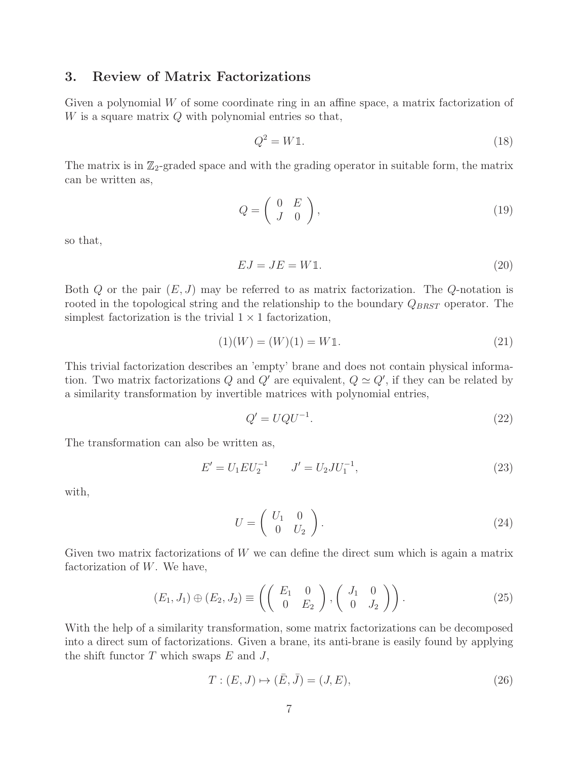## 3. Review of Matrix Factorizations

Given a polynomial $W$ of some coordinate ring in an affine space, a matrix factorization of $W$ is a square matrix $Q$ with polynomial entries so that,

$$Q^2 = W\mathbb{1}. \tag{18}$$

The matrix is in $\mathbb{Z}_2$-graded space and with the grading operator in suitable form, the matrix can be written as,

$$Q = \begin{pmatrix} 0 & E \\ J & 0 \end{pmatrix}, \tag{19}$$

so that,

$$EJ = JE = W\mathbb{1}. \tag{20}$$

Both $Q$ or the pair $(E, J)$ may be referred to as matrix factorization. The $Q$-notation is rooted in the topological string and the relationship to the boundary $Q_{BRST}$ operator. The simplest factorization is the trivial $1 \times 1$ factorization,

$$(1)(W) = (W)(1) = W\mathbb{1}. \tag{21}$$

This trivial factorization describes an 'empty' brane and does not contain physical information. Two matrix factorizations $Q$ and $Q'$ are equivalent, $Q \simeq Q'$, if they can be related by a similarity transformation by invertible matrices with polynomial entries,

$$Q' = UQU^{-1}. \tag{22}$$

The transformation can also be written as,

$$E' = U_1 E U_2^{-1} \qquad J' = U_2 J U_1^{-1}, \tag{23}$$

with,

$$U = \begin{pmatrix} U_1 & 0 \\ 0 & U_2 \end{pmatrix}. \tag{24}$$

Given two matrix factorizations of $W$ we can define the direct sum which is again a matrix factorization of $W$. We have,

$$(E_1, J_1) \oplus (E_2, J_2) \equiv \left( \begin{pmatrix} E_1 & 0 \\ 0 & E_2 \end{pmatrix}, \begin{pmatrix} J_1 & 0 \\ 0 & J_2 \end{pmatrix} \right). \tag{25}$$

With the help of a similarity transformation, some matrix factorizations can be decomposed into a direct sum of factorizations. Given a brane, its anti-brane is easily found by applying the shift functor $T$ which swaps $E$ and $J$,

$$T : (E, J) \mapsto (\bar{E}, \bar{J}) = (J, E), \tag{26}$$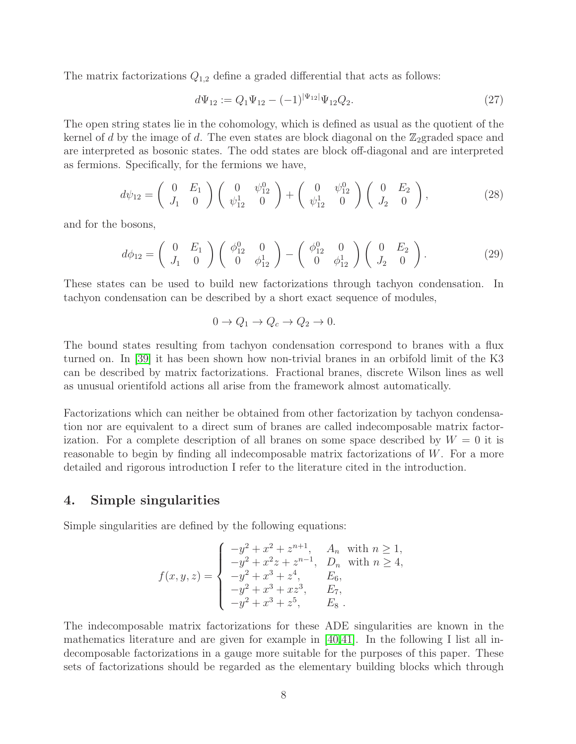The matrix factorizations $Q_{1,2}$ define a graded differential that acts as follows:

$$d\Psi_{12} := Q_1 \Psi_{12} - (-1)^{|\Psi_{12}|} \Psi_{12} Q_2. \tag{27}$$

The open string states lie in the cohomology, which is defined as usual as the quotient of the kernel of $d$ by the image of $d$. The even states are block diagonal on the $\mathbb{Z}_2$graded space and are interpreted as bosonic states. The odd states are block off-diagonal and are interpreted as fermions. Specifically, for the fermions we have,

$$d\psi_{12} = \begin{pmatrix} 0 & E_1 \\ J_1 & 0 \end{pmatrix} \begin{pmatrix} 0 & \psi_{12}^0 \\ \psi_{12}^1 & 0 \end{pmatrix} + \begin{pmatrix} 0 & \psi_{12}^0 \\ \psi_{12}^1 & 0 \end{pmatrix} \begin{pmatrix} 0 & E_2 \\ J_2 & 0 \end{pmatrix}, \tag{28}$$

and for the bosons,

$$d\phi_{12} = \begin{pmatrix} 0 & E_1 \\ J_1 & 0 \end{pmatrix} \begin{pmatrix} \phi_{12}^0 & 0 \\ 0 & \phi_{12}^1 \end{pmatrix} - \begin{pmatrix} \phi_{12}^0 & 0 \\ 0 & \phi_{12}^1 \end{pmatrix} \begin{pmatrix} 0 & E_2 \\ J_2 & 0 \end{pmatrix}. \tag{29}$$

These states can be used to build new factorizations through tachyon condensation. In tachyon condensation can be described by a short exact sequence of modules,

$$0 \to Q_1 \to Q_c \to Q_2 \to 0.$$

The bound states resulting from tachyon condensation correspond to branes with a flux turned on. In [39] it has been shown how non-trivial branes in an orbifold limit of the K3 can be described by matrix factorizations. Fractional branes, discrete Wilson lines as well as unusual orientifold actions all arise from the framework almost automatically.

Factorizations which can neither be obtained from other factorization by tachyon condensation nor are equivalent to a direct sum of branes are called indecomposable matrix factorization. For a complete description of all branes on some space described by $W = 0$ it is reasonable to begin by finding all indecomposable matrix factorizations of $W$. For a more detailed and rigorous introduction I refer to the literature cited in the introduction.

## 4. Simple singularities

Simple singularities are defined by the following equations:

$$f(x, y, z) = \begin{cases} -y^2 + x^2 + z^{n+1}, & A_n \text{ with } n \geq 1, \\ -y^2 + x^2 z + z^{n-1}, & D_n \text{ with } n \geq 4, \\ -y^2 + x^3 + z^4, & E_6, \\ -y^2 + x^3 + xz^3, & E_7, \\ -y^2 + x^3 + z^5, & E_8 \ . \end{cases}$$

The indecomposable matrix factorizations for these ADE singularities are known in the mathematics literature and are given for example in [40,41]. In the following I list all indecomposable factorizations in a gauge more suitable for the purposes of this paper. These sets of factorizations should be regarded as the elementary building blocks which through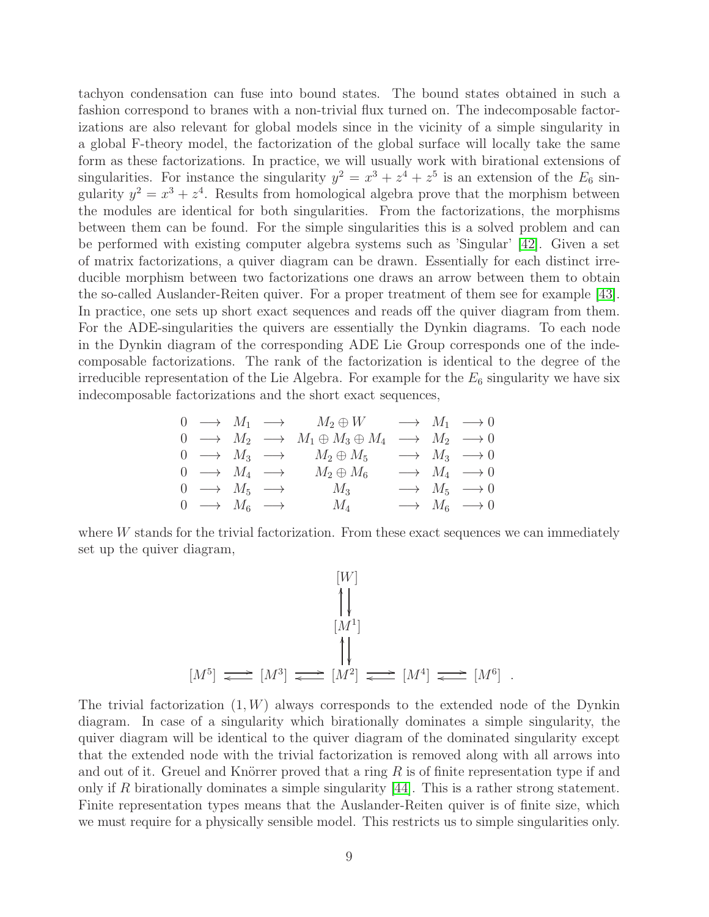tachyon condensation can fuse into bound states. The bound states obtained in such a fashion correspond to branes with a non-trivial flux turned on. The indecomposable factorizations are also relevant for global models since in the vicinity of a simple singularity in a global F-theory model, the factorization of the global surface will locally take the same form as these factorizations. In practice, we will usually work with birational extensions of singularities. For instance the singularity $y^2 = x^3 + z^4 + z^5$ is an extension of the $E_6$ singularity $y^2 = x^3 + z^4$. Results from homological algebra prove that the morphism between the modules are identical for both singularities. From the factorizations, the morphisms between them can be found. For the simple singularities this is a solved problem and can be performed with existing computer algebra systems such as 'Singular' [42]. Given a set of matrix factorizations, a quiver diagram can be drawn. Essentially for each distinct irreducible morphism between two factorizations one draws an arrow between them to obtain the so-called Auslander-Reiten quiver. For a proper treatment of them see for example [43]. In practice, one sets up short exact sequences and reads off the quiver diagram from them. For the ADE-singularities the quivers are essentially the Dynkin diagrams. To each node in the Dynkin diagram of the corresponding ADE Lie Group corresponds one of the indecomposable factorizations. The rank of the factorization is identical to the degree of the irreducible representation of the Lie Algebra. For example for the $E_6$ singularity we have six indecomposable factorizations and the short exact sequences,

$$
\begin{array}{ccccccccc}
0 & \longrightarrow & M_1 & \longrightarrow & M_2 \oplus W & \longrightarrow & M_1 & \longrightarrow 0 \\
0 & \longrightarrow & M_2 & \longrightarrow & M_1 \oplus M_3 \oplus M_4 & \longrightarrow & M_2 & \longrightarrow 0 \\
0 & \longrightarrow & M_3 & \longrightarrow & M_2 \oplus M_5 & \longrightarrow & M_3 & \longrightarrow 0 \\
0 & \longrightarrow & M_4 & \longrightarrow & M_2 \oplus M_6 & \longrightarrow & M_4 & \longrightarrow 0 \\
0 & \longrightarrow & M_5 & \longrightarrow & M_3 & \longrightarrow & M_5 & \longrightarrow 0 \\
0 & \longrightarrow & M_6 & \longrightarrow & M_4 & \longrightarrow & M_6 & \longrightarrow 0
\end{array}
$$

where $W$ stands for the trivial factorization. From these exact sequences we can immediately set up the quiver diagram,

$$
\begin{array}{ccccccccc}
 & & & & [W] & & & & \\
 & & & & \uparrow\downarrow & & & & \\
 & & & & [M^1] & & & & \\
 & & & & \uparrow\downarrow & & & & \\
[M^5] & \rightleftarrows & [M^3] & \rightleftarrows & [M^2] & \rightleftarrows & [M^4] & \rightleftarrows & [M^6]
\end{array} .
$$

The trivial factorization $(1, W)$ always corresponds to the extended node of the Dynkin diagram. In case of a singularity which birationally dominates a simple singularity, the quiver diagram will be identical to the quiver diagram of the dominated singularity except that the extended node with the trivial factorization is removed along with all arrows into and out of it. Greuel and Knörrer proved that a ring $R$ is of finite representation type if and only if $R$ birationally dominates a simple singularity [44]. This is a rather strong statement. Finite representation types means that the Auslander-Reiten quiver is of finite size, which we must require for a physically sensible model. This restricts us to simple singularities only.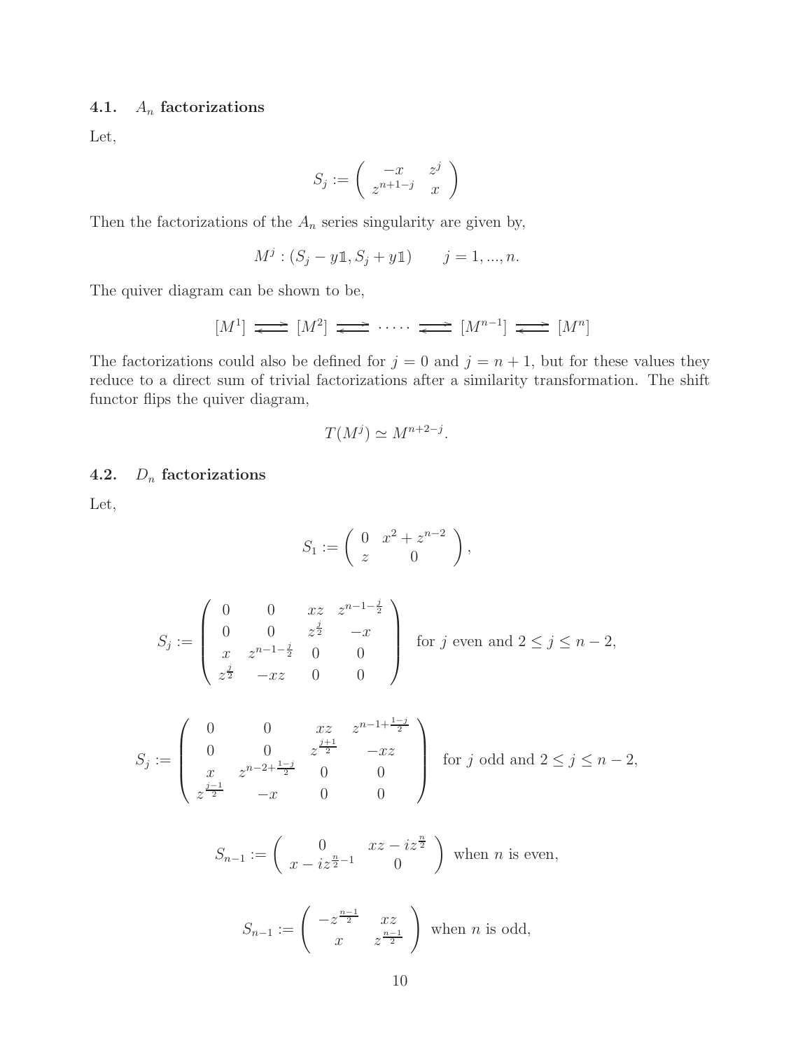### 4.1. $A_n$ factorizations

Let,

$$S_j := \begin{pmatrix} -x & z^j \\ z^{n+1-j} & x \end{pmatrix}$$

Then the factorizations of the $A_n$ series singularity are given by,

$$M^j : (S_j - y\mathbb{1}, S_j + y\mathbb{1}) \qquad j = 1, ..., n.$$

The quiver diagram can be shown to be,

$$[M^1] \rightleftarrows [M^2] \rightleftarrows \cdots\cdots \rightleftarrows [M^{n-1}] \rightleftarrows [M^n]$$

The factorizations could also be defined for $j = 0$ and $j = n + 1$, but for these values they reduce to a direct sum of trivial factorizations after a similarity transformation. The shift functor flips the quiver diagram,

$$T(M^j) \simeq M^{n+2-j}.$$

### 4.2. $D_n$ factorizations

Let,

$$S_1 := \begin{pmatrix} 0 & x^2 + z^{n-2} \\ z & 0 \end{pmatrix},$$

$$S_j := \begin{pmatrix} 0 & 0 & xz & z^{n-1-\frac{j}{2}} \\ 0 & 0 & z^{\frac{j}{2}} & -x \\ x & z^{n-1-\frac{j}{2}} & 0 & 0 \\ z^{\frac{j}{2}} & -xz & 0 & 0 \end{pmatrix} \quad \text{for } j \text{ even and } 2 \leq j \leq n-2,$$

$$S_j := \begin{pmatrix} 0 & 0 & xz & z^{n-1+\frac{1-j}{2}} \\ 0 & 0 & z^{\frac{j+1}{2}} & -xz \\ x & z^{n-2+\frac{1-j}{2}} & 0 & 0 \\ z^{\frac{j-1}{2}} & -x & 0 & 0 \end{pmatrix} \quad \text{for } j \text{ odd and } 2 \leq j \leq n-2,$$

$$S_{n-1} := \begin{pmatrix} 0 & xz - iz^{\frac{n}{2}} \\ x - iz^{\frac{n}{2}-1} & 0 \end{pmatrix} \text{ when } n \text{ is even,}$$

$$S_{n-1} := \begin{pmatrix} -z^{\frac{n-1}{2}} & xz \\ x & z^{\frac{n-1}{2}} \end{pmatrix} \text{ when } n \text{ is odd,}$$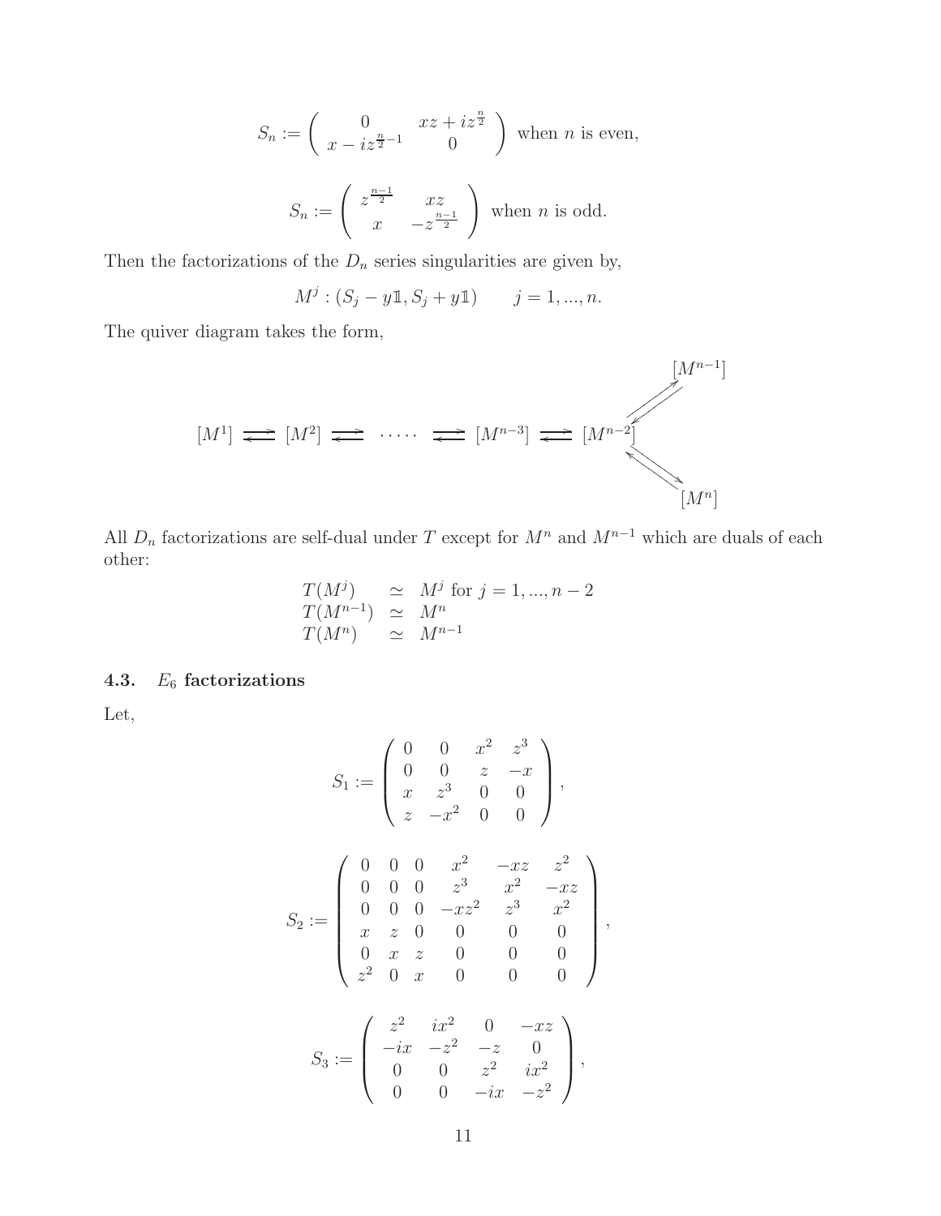$$S_n := \begin{pmatrix} 0 & xz + iz^{\frac{n}{2}} \\ x - iz^{\frac{n}{2}-1} & 0 \end{pmatrix} \text{ when } n \text{ is even,}$$

$$S_n := \begin{pmatrix} z^{\frac{n-1}{2}} & xz \\ x & -z^{\frac{n-1}{2}} \end{pmatrix} \text{ when } n \text{ is odd.}$$

Then the factorizations of the $D_n$ series singularities are given by,

$$M^j : (S_j - y\mathbb{1}, S_j + y\mathbb{1}) \qquad j = 1, ..., n.$$

The quiver diagram takes the form,

$$[M^1] \rightleftarrows [M^2] \rightleftarrows \cdots\cdots \rightleftarrows [M^{n-3}] \rightleftarrows [M^{n-2}] \begin{matrix} \nearrow\!\!\swarrow [M^{n-1}] \\ \searrow\!\!\nwarrow [M^n] \end{matrix}$$

All $D_n$ factorizations are self-dual under $T$ except for $M^n$ and $M^{n-1}$ which are duals of each other:

$$\begin{array}{lcl} T(M^j) & \simeq & M^j \text{ for } j = 1, ..., n-2 \\ T(M^{n-1}) & \simeq & M^n \\ T(M^n) & \simeq & M^{n-1} \end{array}$$

### 4.3. $E_6$ factorizations

Let,

$$S_1 := \begin{pmatrix} 0 & 0 & x^2 & z^3 \\ 0 & 0 & z & -x \\ x & z^3 & 0 & 0 \\ z & -x^2 & 0 & 0 \end{pmatrix},$$

$$S_2 := \begin{pmatrix} 0 & 0 & 0 & x^2 & -xz & z^2 \\ 0 & 0 & 0 & z^3 & x^2 & -xz \\ 0 & 0 & 0 & -xz^2 & z^3 & x^2 \\ x & z & 0 & 0 & 0 & 0 \\ 0 & x & z & 0 & 0 & 0 \\ z^2 & 0 & x & 0 & 0 & 0 \end{pmatrix},$$

$$S_3 := \begin{pmatrix} z^2 & ix^2 & 0 & -xz \\ -ix & -z^2 & -z & 0 \\ 0 & 0 & z^2 & ix^2 \\ 0 & 0 & -ix & -z^2 \end{pmatrix},$$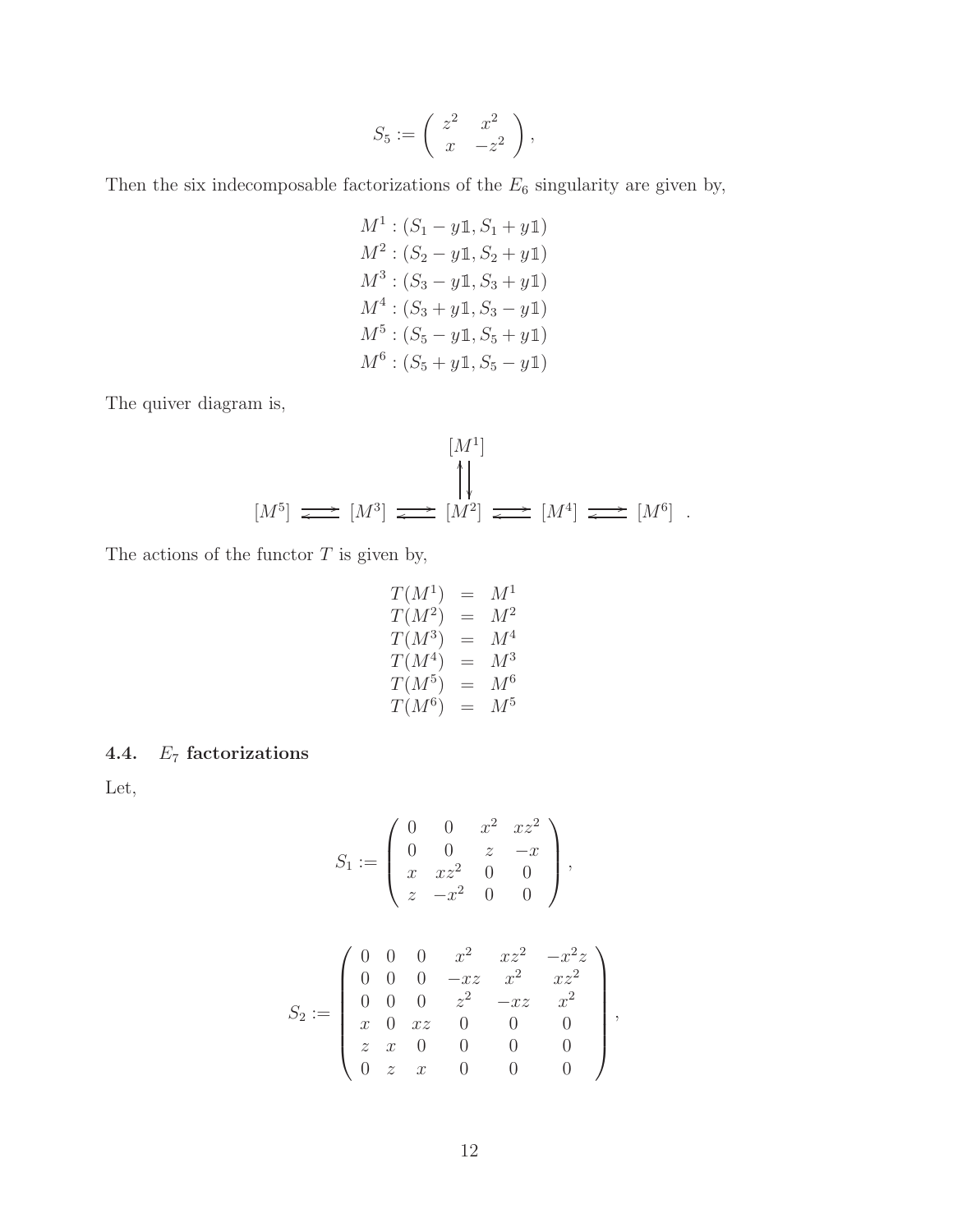$$S_5 := \begin{pmatrix} z^2 & x^2 \\ x & -z^2 \end{pmatrix},$$

Then the six indecomposable factorizations of the $E_6$ singularity are given by,

$$\begin{aligned}
M^1 &: (S_1 - y\mathbb{1}, S_1 + y\mathbb{1}) \\
M^2 &: (S_2 - y\mathbb{1}, S_2 + y\mathbb{1}) \\
M^3 &: (S_3 - y\mathbb{1}, S_3 + y\mathbb{1}) \\
M^4 &: (S_3 + y\mathbb{1}, S_3 - y\mathbb{1}) \\
M^5 &: (S_5 - y\mathbb{1}, S_5 + y\mathbb{1}) \\
M^6 &: (S_5 + y\mathbb{1}, S_5 - y\mathbb{1})
\end{aligned}$$

The quiver diagram is,

$$\begin{array}{ccccccccc}
 & & & & [M^1] & & & & \\
 & & & & \uparrow\downarrow & & & & \\
[M^5] & \rightleftarrows & [M^3] & \rightleftarrows & [M^2] & \rightleftarrows & [M^4] & \rightleftarrows & [M^6]
\end{array}.$$

The actions of the functor $T$ is given by,

$$\begin{aligned}
T(M^1) &= M^1 \\
T(M^2) &= M^2 \\
T(M^3) &= M^4 \\
T(M^4) &= M^3 \\
T(M^5) &= M^6 \\
T(M^6) &= M^5
\end{aligned}$$

## 4.4. $E_7$ factorizations

Let,

$$S_1 := \begin{pmatrix} 0 & 0 & x^2 & xz^2 \\ 0 & 0 & z & -x \\ x & xz^2 & 0 & 0 \\ z & -x^2 & 0 & 0 \end{pmatrix},$$

$$S_2 := \begin{pmatrix} 0 & 0 & 0 & x^2 & xz^2 & -x^2 z \\ 0 & 0 & 0 & -xz & x^2 & xz^2 \\ 0 & 0 & 0 & z^2 & -xz & x^2 \\ x & 0 & xz & 0 & 0 & 0 \\ z & x & 0 & 0 & 0 & 0 \\ 0 & z & x & 0 & 0 & 0 \end{pmatrix},$$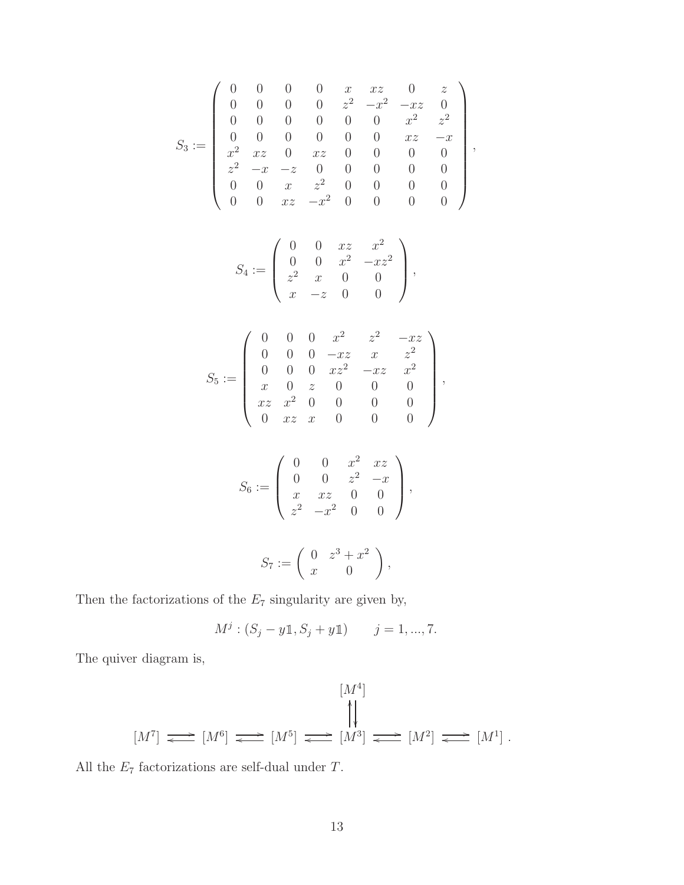$$
S_3 := \left( \begin{array}{cccccccc}
0 & 0 & 0 & 0 & x & xz & 0 & z \\
0 & 0 & 0 & 0 & z^2 & -x^2 & -xz & 0 \\
0 & 0 & 0 & 0 & 0 & 0 & x^2 & z^2 \\
0 & 0 & 0 & 0 & 0 & 0 & xz & -x \\
x^2 & xz & 0 & xz & 0 & 0 & 0 & 0 \\
z^2 & -x & -z & 0 & 0 & 0 & 0 & 0 \\
0 & 0 & x & z^2 & 0 & 0 & 0 & 0 \\
0 & 0 & xz & -x^2 & 0 & 0 & 0 & 0
\end{array} \right),
$$

$$
S_4 := \left( \begin{array}{cccc}
0 & 0 & xz & x^2 \\
0 & 0 & x^2 & -xz^2 \\
z^2 & x & 0 & 0 \\
x & -z & 0 & 0
\end{array} \right),
$$

$$
S_5 := \left( \begin{array}{cccccc}
0 & 0 & 0 & x^2 & z^2 & -xz \\
0 & 0 & 0 & -xz & x & z^2 \\
0 & 0 & 0 & xz^2 & -xz & x^2 \\
x & 0 & z & 0 & 0 & 0 \\
xz & x^2 & 0 & 0 & 0 & 0 \\
0 & xz & x & 0 & 0 & 0
\end{array} \right),
$$

$$
S_6 := \left( \begin{array}{cccc}
0 & 0 & x^2 & xz \\
0 & 0 & z^2 & -x \\
x & xz & 0 & 0 \\
z^2 & -x^2 & 0 & 0
\end{array} \right),
$$

$$
S_7 := \left( \begin{array}{cc}
0 & z^3 + x^2 \\
x & 0
\end{array} \right),
$$

Then the factorizations of the $E_7$ singularity are given by,

$$
M^j : (S_j - y\mathbb{1}, S_j + y\mathbb{1}) \qquad j = 1, ..., 7.
$$

The quiver diagram is,

$$
\begin{array}{ccccccccccc}
 & & & & & & [M^4] & & & & \\
 & & & & & & \upharpoonleft\downharpoonright & & & & \\
[M^7] & \rightleftarrows & [M^6] & \rightleftarrows & [M^5] & \rightleftarrows & [M^3] & \rightleftarrows & [M^2] & \rightleftarrows & [M^1] \, .
\end{array}
$$

All the $E_7$ factorizations are self-dual under $T$.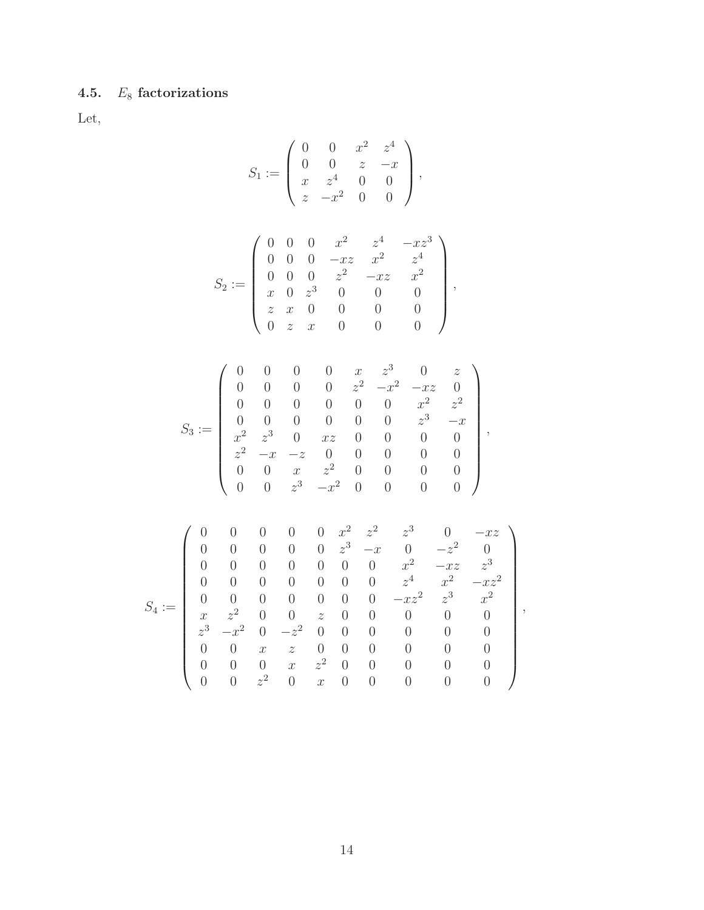### 4.5. $E_8$ factorizations

Let,

$$S_1 := \begin{pmatrix} 0 & 0 & x^2 & z^4 \\ 0 & 0 & z & -x \\ x & z^4 & 0 & 0 \\ z & -x^2 & 0 & 0 \end{pmatrix},$$

$$S_2 := \begin{pmatrix} 0 & 0 & 0 & x^2 & z^4 & -xz^3 \\ 0 & 0 & 0 & -xz & x^2 & z^4 \\ 0 & 0 & 0 & z^2 & -xz & x^2 \\ x & 0 & z^3 & 0 & 0 & 0 \\ z & x & 0 & 0 & 0 & 0 \\ 0 & z & x & 0 & 0 & 0 \end{pmatrix},$$

$$S_3 := \begin{pmatrix} 0 & 0 & 0 & 0 & x & z^3 & 0 & z \\ 0 & 0 & 0 & 0 & z^2 & -x^2 & -xz & 0 \\ 0 & 0 & 0 & 0 & 0 & 0 & x^2 & z^2 \\ 0 & 0 & 0 & 0 & 0 & 0 & z^3 & -x \\ x^2 & z^3 & 0 & xz & 0 & 0 & 0 & 0 \\ z^2 & -x & -z & 0 & 0 & 0 & 0 & 0 \\ 0 & 0 & x & z^2 & 0 & 0 & 0 & 0 \\ 0 & 0 & z^3 & -x^2 & 0 & 0 & 0 & 0 \end{pmatrix},$$

$$S_4 := \begin{pmatrix} 0 & 0 & 0 & 0 & 0 & x^2 & z^2 & z^3 & 0 & -xz \\ 0 & 0 & 0 & 0 & 0 & z^3 & -x & 0 & -z^2 & 0 \\ 0 & 0 & 0 & 0 & 0 & 0 & 0 & x^2 & -xz & z^3 \\ 0 & 0 & 0 & 0 & 0 & 0 & 0 & z^4 & x^2 & -xz^2 \\ 0 & 0 & 0 & 0 & 0 & 0 & 0 & -xz^2 & z^3 & x^2 \\ x & z^2 & 0 & 0 & z & 0 & 0 & 0 & 0 & 0 \\ z^3 & -x^2 & 0 & -z^2 & 0 & 0 & 0 & 0 & 0 & 0 \\ 0 & 0 & x & z & 0 & 0 & 0 & 0 & 0 & 0 \\ 0 & 0 & 0 & x & z^2 & 0 & 0 & 0 & 0 & 0 \\ 0 & 0 & z^2 & 0 & x & 0 & 0 & 0 & 0 & 0 \end{pmatrix},$$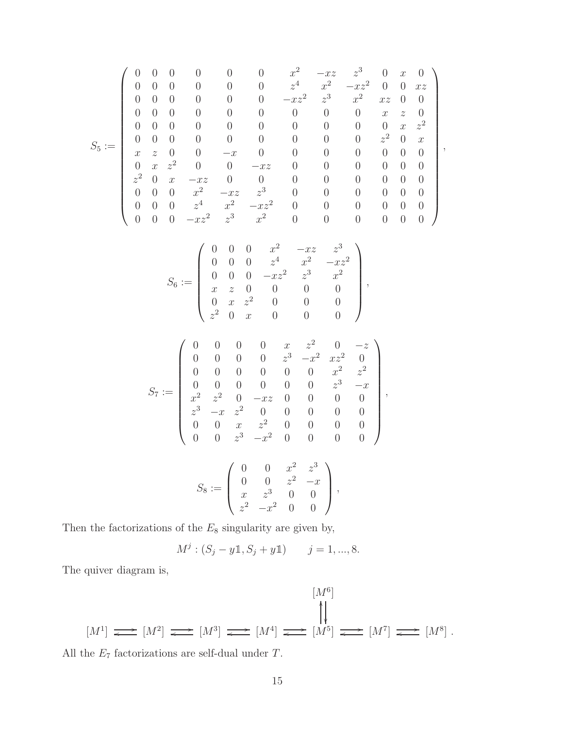$$
S_5 := \left( \begin{array}{cccccccccccc}
0 & 0 & 0 & 0 & 0 & 0 & x^2 & -xz & z^3 & 0 & x & 0 \\
0 & 0 & 0 & 0 & 0 & 0 & z^4 & x^2 & -xz^2 & 0 & 0 & xz \\
0 & 0 & 0 & 0 & 0 & 0 & -xz^2 & z^3 & x^2 & xz & 0 & 0 \\
0 & 0 & 0 & 0 & 0 & 0 & 0 & 0 & 0 & x & z & 0 \\
0 & 0 & 0 & 0 & 0 & 0 & 0 & 0 & 0 & 0 & x & z^2 \\
0 & 0 & 0 & 0 & 0 & 0 & 0 & 0 & 0 & z^2 & 0 & x \\
x & z & 0 & 0 & -x & 0 & 0 & 0 & 0 & 0 & 0 & 0 \\
0 & x & z^2 & 0 & 0 & -xz & 0 & 0 & 0 & 0 & 0 & 0 \\
z^2 & 0 & x & -xz & 0 & 0 & 0 & 0 & 0 & 0 & 0 & 0 \\
0 & 0 & 0 & x^2 & -xz & z^3 & 0 & 0 & 0 & 0 & 0 & 0 \\
0 & 0 & 0 & z^4 & x^2 & -xz^2 & 0 & 0 & 0 & 0 & 0 & 0 \\
0 & 0 & 0 & -xz^2 & z^3 & x^2 & 0 & 0 & 0 & 0 & 0 & 0
\end{array} \right),
$$

$$
S_6 := \left( \begin{array}{cccccc}
0 & 0 & 0 & x^2 & -xz & z^3 \\
0 & 0 & 0 & z^4 & x^2 & -xz^2 \\
0 & 0 & 0 & -xz^2 & z^3 & x^2 \\
x & z & 0 & 0 & 0 & 0 \\
0 & x & z^2 & 0 & 0 & 0 \\
z^2 & 0 & x & 0 & 0 & 0
\end{array} \right),
$$

$$
S_7 := \left( \begin{array}{cccccccc}
0 & 0 & 0 & 0 & x & z^2 & 0 & -z \\
0 & 0 & 0 & 0 & z^3 & -x^2 & xz^2 & 0 \\
0 & 0 & 0 & 0 & 0 & 0 & x^2 & z^2 \\
0 & 0 & 0 & 0 & 0 & 0 & z^3 & -x \\
x^2 & z^2 & 0 & -xz & 0 & 0 & 0 & 0 \\
z^3 & -x & z^2 & 0 & 0 & 0 & 0 & 0 \\
0 & 0 & x & z^2 & 0 & 0 & 0 & 0 \\
0 & 0 & z^3 & -x^2 & 0 & 0 & 0 & 0
\end{array} \right),
$$

$$
S_8 := \left( \begin{array}{cccc}
0 & 0 & x^2 & z^3 \\
0 & 0 & z^2 & -x \\
x & z^3 & 0 & 0 \\
z^2 & -x^2 & 0 & 0
\end{array} \right),
$$

Then the factorizations of the $E_8$ singularity are given by,

$$
M^j : (S_j - y\mathbb{1}, S_j + y\mathbb{1}) \qquad j = 1, ..., 8.
$$

The quiver diagram is,

$$
\begin{array}{ccccccccccccc}
 & & & & & & & & [M^6] & & & & \\
 & & & & & & & & \updownarrows & & & & \\
[M^1] & \rightleftarrows & [M^2] & \rightleftarrows & [M^3] & \rightleftarrows & [M^4] & \rightleftarrows & [M^5] & \rightleftarrows & [M^7] & \rightleftarrows & [M^8]\,.
\end{array}
$$

All the $E_7$ factorizations are self-dual under $T$.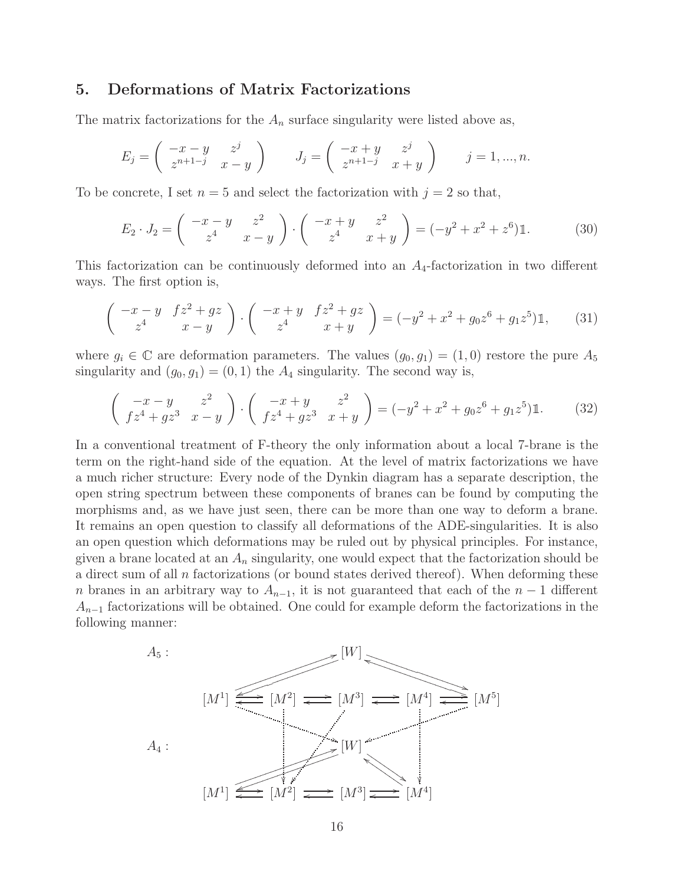## 5. Deformations of Matrix Factorizations

The matrix factorizations for the $A_n$ surface singularity were listed above as,

$$E_j = \begin{pmatrix} -x-y & z^j \\ z^{n+1-j} & x-y \end{pmatrix} \qquad J_j = \begin{pmatrix} -x+y & z^j \\ z^{n+1-j} & x+y \end{pmatrix} \qquad j = 1, ..., n.$$

To be concrete, I set $n = 5$ and select the factorization with $j = 2$ so that,

$$E_2 \cdot J_2 = \begin{pmatrix} -x-y & z^2 \\ z^4 & x-y \end{pmatrix} \cdot \begin{pmatrix} -x+y & z^2 \\ z^4 & x+y \end{pmatrix} = (-y^2 + x^2 + z^6)\mathbb{1}. \tag{30}$$

This factorization can be continuously deformed into an $A_4$-factorization in two different ways. The first option is,

$$\begin{pmatrix} -x-y & fz^2 + gz \\ z^4 & x-y \end{pmatrix} \cdot \begin{pmatrix} -x+y & fz^2 + gz \\ z^4 & x+y \end{pmatrix} = (-y^2 + x^2 + g_0 z^6 + g_1 z^5)\mathbb{1}, \tag{31}$$

where $g_i \in \mathbb{C}$ are deformation parameters. The values $(g_0, g_1) = (1, 0)$ restore the pure $A_5$ singularity and $(g_0, g_1) = (0, 1)$ the $A_4$ singularity. The second way is,

$$\begin{pmatrix} -x-y & z^2 \\ fz^4 + gz^3 & x-y \end{pmatrix} \cdot \begin{pmatrix} -x+y & z^2 \\ fz^4 + gz^3 & x+y \end{pmatrix} = (-y^2 + x^2 + g_0 z^6 + g_1 z^5)\mathbb{1}. \tag{32}$$

In a conventional treatment of F-theory the only information about a local 7-brane is the term on the right-hand side of the equation. At the level of matrix factorizations we have a much richer structure: Every node of the Dynkin diagram has a separate description, the open string spectrum between these components of branes can be found by computing the morphisms and, as we have just seen, there can be more than one way to deform a brane. It remains an open question to classify all deformations of the ADE-singularities. It is also an open question which deformations may be ruled out by physical principles. For instance, given a brane located at an $A_n$ singularity, one would expect that the factorization should be a direct sum of all $n$ factorizations (or bound states derived thereof). When deforming these $n$ branes in an arbitrary way to $A_{n-1}$, it is not guaranteed that each of the $n-1$ different $A_{n-1}$ factorizations will be obtained. One could for example deform the factorizations in the following manner:

$A_5$: $[W]$; $[M^1]$ $[M^2]$ $[M^3]$ $[M^4]$ $[M^5]$

$A_4$: $[W]$; $[M^1]$ $[M^2]$ $[M^3]$ $[M^4]$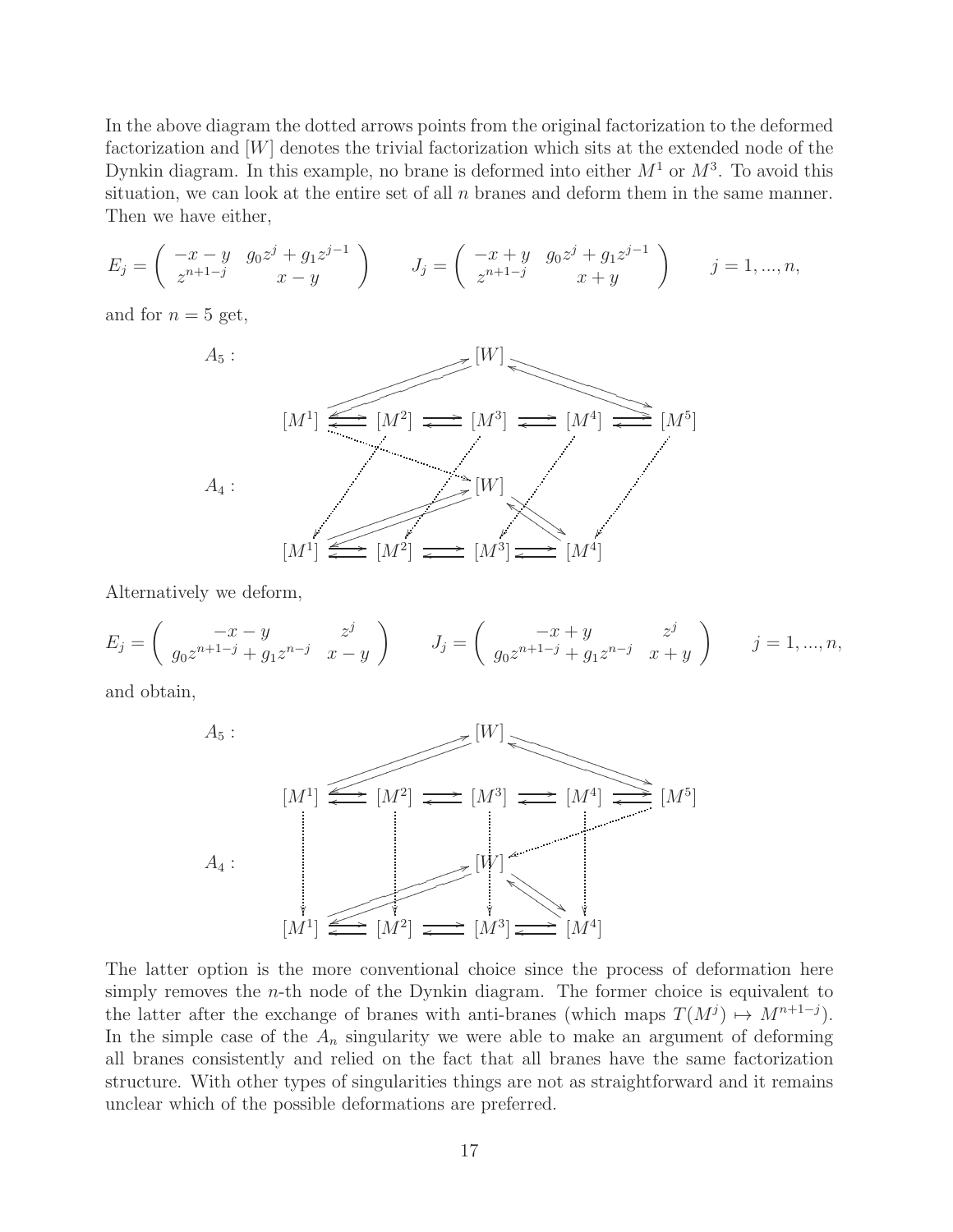In the above diagram the dotted arrows points from the original factorization to the deformed factorization and $[W]$ denotes the trivial factorization which sits at the extended node of the Dynkin diagram. In this example, no brane is deformed into either $M^1$ or $M^3$. To avoid this situation, we can look at the entire set of all $n$ branes and deform them in the same manner. Then we have either,

$$E_j = \begin{pmatrix} -x-y & g_0 z^j + g_1 z^{j-1} \\ z^{n+1-j} & x-y \end{pmatrix} \qquad J_j = \begin{pmatrix} -x+y & g_0 z^j + g_1 z^{j-1} \\ z^{n+1-j} & x+y \end{pmatrix} \qquad j = 1, ..., n,$$

and for $n = 5$ get,

Alternatively we deform,

$$E_j = \begin{pmatrix} -x-y & z^j \\ g_0 z^{n+1-j} + g_1 z^{n-j} & x-y \end{pmatrix} \qquad J_j = \begin{pmatrix} -x+y & z^j \\ g_0 z^{n+1-j} + g_1 z^{n-j} & x+y \end{pmatrix} \qquad j = 1, ..., n,$$

and obtain,

The latter option is the more conventional choice since the process of deformation here simply removes the $n$-th node of the Dynkin diagram. The former choice is equivalent to the latter after the exchange of branes with anti-branes (which maps $T(M^j) \mapsto M^{n+1-j}$). In the simple case of the $A_n$ singularity we were able to make an argument of deforming all branes consistently and relied on the fact that all branes have the same factorization structure. With other types of singularities things are not as straightforward and it remains unclear which of the possible deformations are preferred.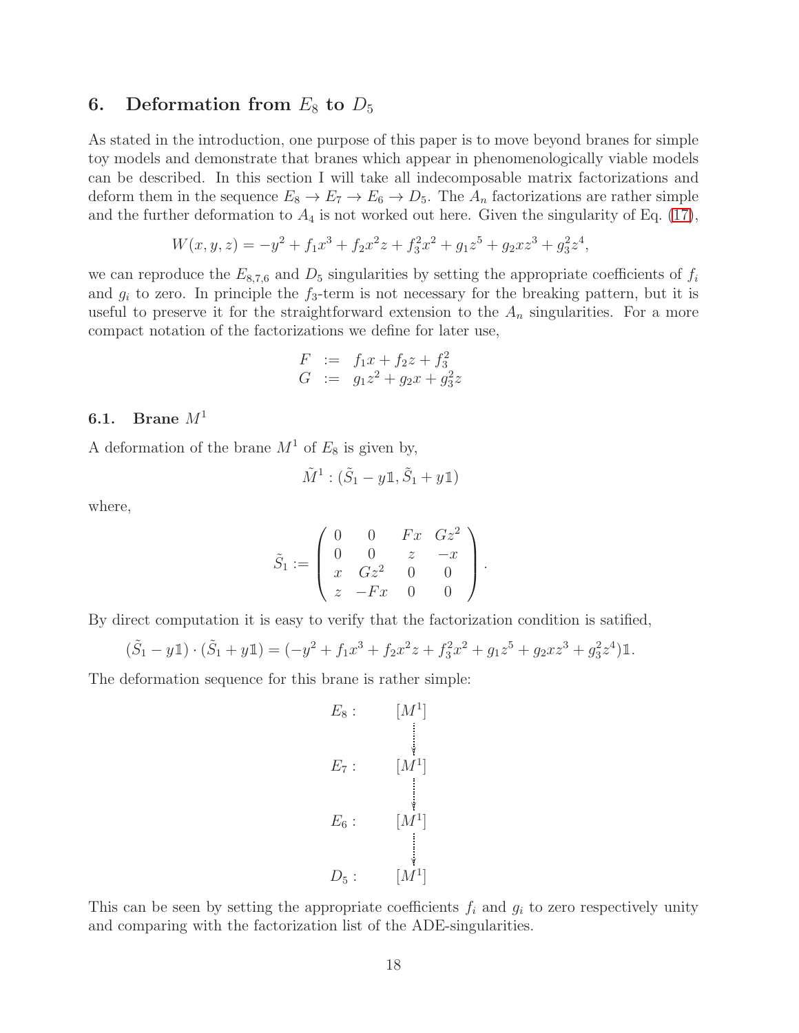## 6. Deformation from $E_8$ to $D_5$

As stated in the introduction, one purpose of this paper is to move beyond branes for simple toy models and demonstrate that branes which appear in phenomenologically viable models can be described. In this section I will take all indecomposable matrix factorizations and deform them in the sequence $E_8 \to E_7 \to E_6 \to D_5$. The $A_n$ factorizations are rather simple and the further deformation to $A_4$ is not worked out here. Given the singularity of Eq. (17),

$$W(x, y, z) = -y^2 + f_1 x^3 + f_2 x^2 z + f_3^2 x^2 + g_1 z^5 + g_2 x z^3 + g_3^2 z^4,$$

we can reproduce the $E_{8,7,6}$ and $D_5$ singularities by setting the appropriate coefficients of $f_i$ and $g_i$ to zero. In principle the $f_3$-term is not necessary for the breaking pattern, but it is useful to preserve it for the straightforward extension to the $A_n$ singularities. For a more compact notation of the factorizations we define for later use,

$$\begin{aligned} F &:= f_1 x + f_2 z + f_3^2 \\ G &:= g_1 z^2 + g_2 x + g_3^2 z \end{aligned}$$

### 6.1. Brane $M^1$

A deformation of the brane $M^1$ of $E_8$ is given by,

$$\tilde{M}^1 : (\tilde{S}_1 - y\mathbb{1}, \tilde{S}_1 + y\mathbb{1})$$

where,

$$\tilde{S}_1 := \begin{pmatrix} 0 & 0 & Fx & Gz^2 \\ 0 & 0 & z & -x \\ x & Gz^2 & 0 & 0 \\ z & -Fx & 0 & 0 \end{pmatrix}.$$

By direct computation it is easy to verify that the factorization condition is satified,

$$(\tilde{S}_1 - y\mathbb{1}) \cdot (\tilde{S}_1 + y\mathbb{1}) = (-y^2 + f_1 x^3 + f_2 x^2 z + f_3^2 x^2 + g_1 z^5 + g_2 x z^3 + g_3^2 z^4)\mathbb{1}.$$

The deformation sequence for this brane is rather simple:

$$\begin{array}{ll} E_8 : & [M^1] \\ & \downarrow \\ E_7 : & [M^1] \\ & \downarrow \\ E_6 : & [M^1] \\ & \downarrow \\ D_5 : & [M^1] \end{array}$$

This can be seen by setting the appropriate coefficients $f_i$ and $g_i$ to zero respectively unity and comparing with the factorization list of the ADE-singularities.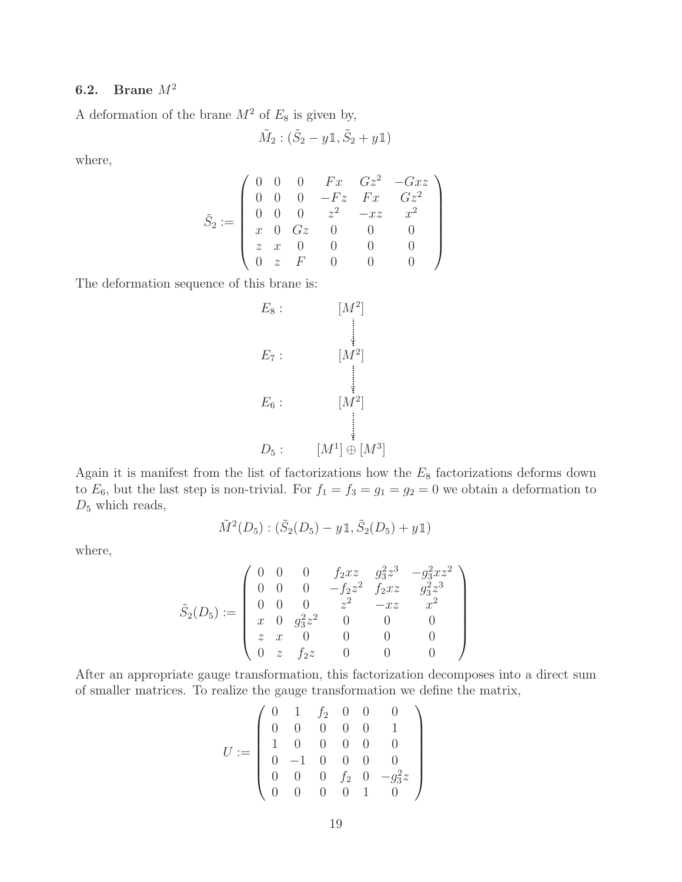## 6.2. Brane $M^2$

A deformation of the brane $M^2$ of $E_8$ is given by,

$$\tilde{M}_2 : (\tilde{S}_2 - y\mathbb{1}, \tilde{S}_2 + y\mathbb{1})$$

where,

$$\tilde{S}_2 := \begin{pmatrix} 0 & 0 & 0 & Fx & Gz^2 & -Gxz \\ 0 & 0 & 0 & -Fz & Fx & Gz^2 \\ 0 & 0 & 0 & z^2 & -xz & x^2 \\ x & 0 & Gz & 0 & 0 & 0 \\ z & x & 0 & 0 & 0 & 0 \\ 0 & z & F & 0 & 0 & 0 \end{pmatrix}$$

The deformation sequence of this brane is:

$$\begin{array}{ll} E_8 : & [M^2] \\ & \quad \downarrow \\ E_7 : & [M^2] \\ & \quad \downarrow \\ E_6 : & [M^2] \\ & \quad \downarrow \\ D_5 : & [M^1] \oplus [M^3] \end{array}$$

Again it is manifest from the list of factorizations how the $E_8$ factorizations deforms down to $E_6$, but the last step is non-trivial. For $f_1 = f_3 = g_1 = g_2 = 0$ we obtain a deformation to $D_5$ which reads,

$$\tilde{M}^2(D_5) : (\tilde{S}_2(D_5) - y\mathbb{1}, \tilde{S}_2(D_5) + y\mathbb{1})$$

where,

$$\tilde{S}_2(D_5) := \begin{pmatrix} 0 & 0 & 0 & f_2xz & g_3^2z^3 & -g_3^2xz^2 \\ 0 & 0 & 0 & -f_2z^2 & f_2xz & g_3^2z^3 \\ 0 & 0 & 0 & z^2 & -xz & x^2 \\ x & 0 & g_3^2z^2 & 0 & 0 & 0 \\ z & x & 0 & 0 & 0 & 0 \\ 0 & z & f_2z & 0 & 0 & 0 \end{pmatrix}$$

After an appropriate gauge transformation, this factorization decomposes into a direct sum of smaller matrices. To realize the gauge transformation we define the matrix,

$$U := \begin{pmatrix} 0 & 1 & f_2 & 0 & 0 & 0 \\ 0 & 0 & 0 & 0 & 0 & 1 \\ 1 & 0 & 0 & 0 & 0 & 0 \\ 0 & -1 & 0 & 0 & 0 & 0 \\ 0 & 0 & 0 & f_2 & 0 & -g_3^2z \\ 0 & 0 & 0 & 0 & 1 & 0 \end{pmatrix}$$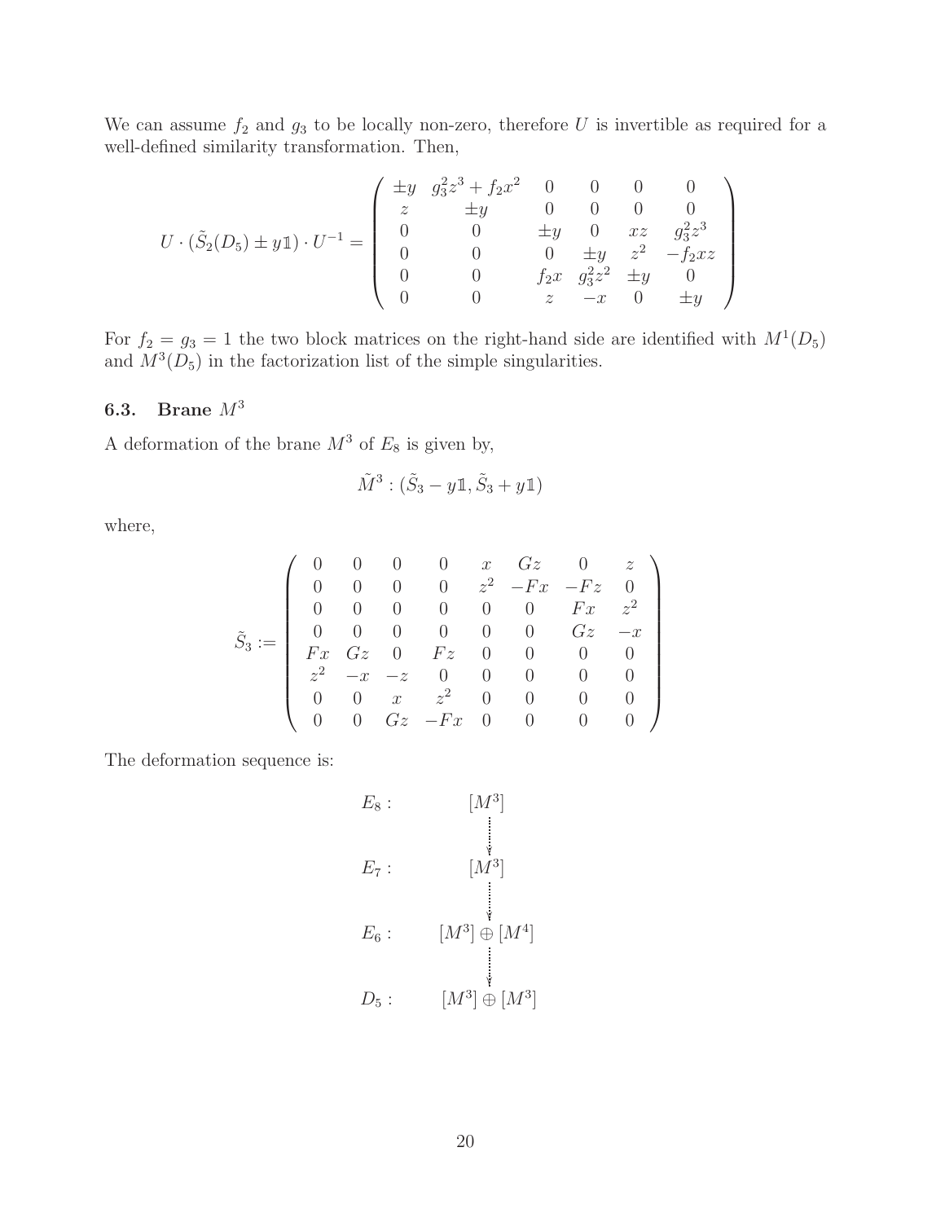We can assume $f_2$ and $g_3$ to be locally non-zero, therefore $U$ is invertible as required for a well-defined similarity transformation. Then,

$$
U \cdot (\tilde{S}_2(D_5) \pm y\mathbb{1}) \cdot U^{-1} = \left( \begin{array}{cccccc} \pm y & g_3^2 z^3 + f_2 x^2 & 0 & 0 & 0 & 0 \\ z & \pm y & 0 & 0 & 0 & 0 \\ 0 & 0 & \pm y & 0 & xz & g_3^2 z^3 \\ 0 & 0 & 0 & \pm y & z^2 & -f_2 xz \\ 0 & 0 & f_2 x & g_3^2 z^2 & \pm y & 0 \\ 0 & 0 & z & -x & 0 & \pm y \end{array} \right)
$$

For $f_2 = g_3 = 1$ the two block matrices on the right-hand side are identified with $M^1(D_5)$ and $M^3(D_5)$ in the factorization list of the simple singularities.

### 6.3. Brane $M^3$

A deformation of the brane $M^3$ of $E_8$ is given by,

$$
\tilde{M}^3 : (\tilde{S}_3 - y\mathbb{1}, \tilde{S}_3 + y\mathbb{1})
$$

where,

$$
\tilde{S}_3 := \left( \begin{array}{cccccccc} 0 & 0 & 0 & 0 & x & Gz & 0 & z \\ 0 & 0 & 0 & 0 & z^2 & -Fx & -Fz & 0 \\ 0 & 0 & 0 & 0 & 0 & 0 & Fx & z^2 \\ 0 & 0 & 0 & 0 & 0 & 0 & Gz & -x \\ Fx & Gz & 0 & Fz & 0 & 0 & 0 & 0 \\ z^2 & -x & -z & 0 & 0 & 0 & 0 & 0 \\ 0 & 0 & x & z^2 & 0 & 0 & 0 & 0 \\ 0 & 0 & Gz & -Fx & 0 & 0 & 0 & 0 \end{array} \right)
$$

The deformation sequence is:

$$
\begin{array}{ll}
E_8 : & [M^3] \\
 & \downarrow \\
E_7 : & [M^3] \\
 & \downarrow \\
E_6 : & [M^3] \oplus [M^4] \\
 & \downarrow \\
D_5 : & [M^3] \oplus [M^3]
\end{array}
$$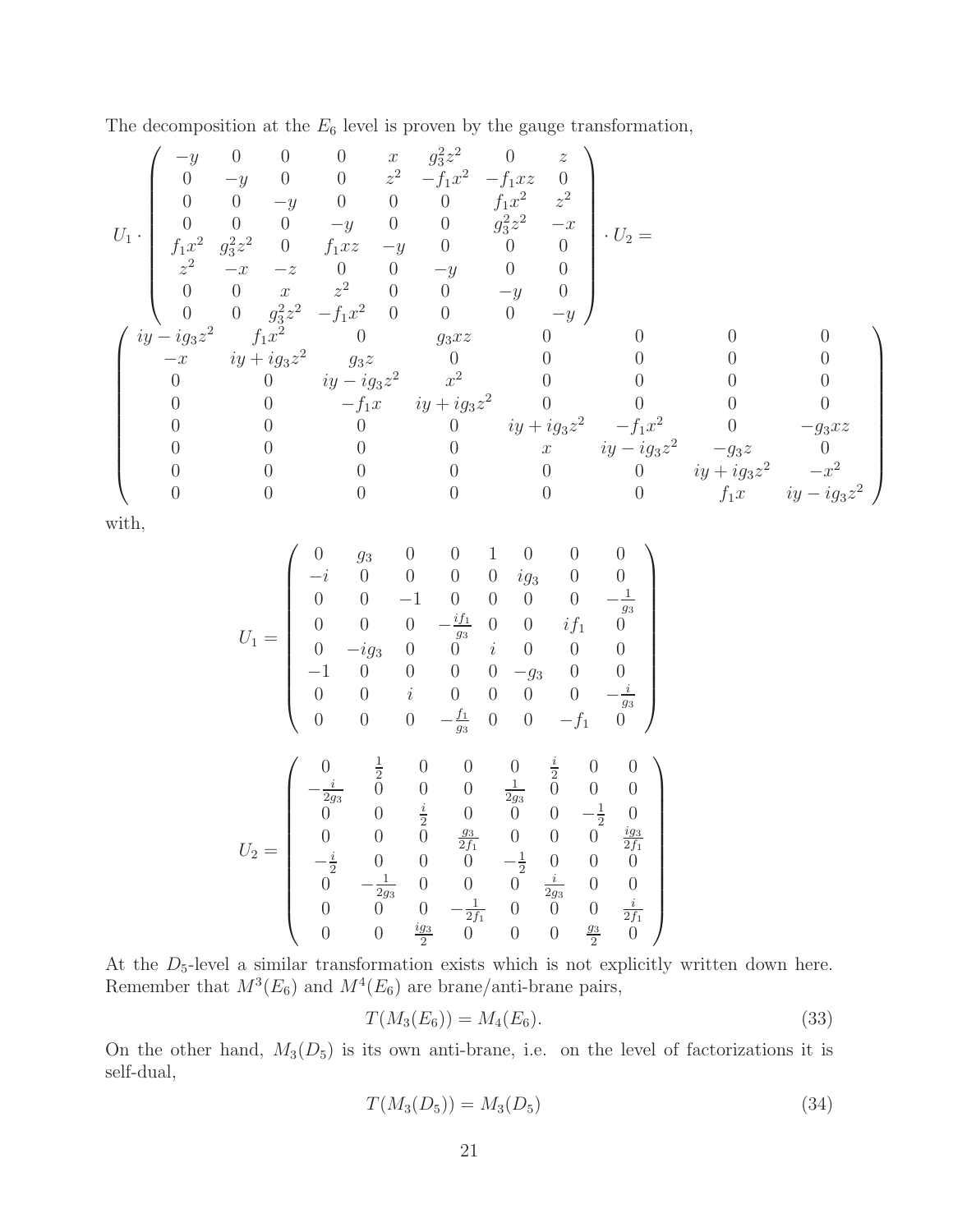The decomposition at the $E_6$ level is proven by the gauge transformation,

$$
U_1 \cdot \begin{pmatrix}
-y & 0 & 0 & 0 & x & g_3^2 z^2 & 0 & z \\
0 & -y & 0 & 0 & z^2 & -f_1 x^2 & -f_1 xz & 0 \\
0 & 0 & -y & 0 & 0 & 0 & f_1 x^2 & z^2 \\
0 & 0 & 0 & -y & 0 & 0 & g_3^2 z^2 & -x \\
f_1 x^2 & g_3^2 z^2 & 0 & f_1 xz & -y & 0 & 0 & 0 \\
z^2 & -x & -z & 0 & 0 & -y & 0 & 0 \\
0 & 0 & x & z^2 & 0 & 0 & -y & 0 \\
0 & 0 & g_3^2 z^2 & -f_1 x^2 & 0 & 0 & 0 & -y
\end{pmatrix} \cdot U_2 =
$$

$$
\begin{pmatrix}
iy - ig_3 z^2 & f_1 x^2 & 0 & g_3 xz & 0 & 0 & 0 & 0 \\
-x & iy + ig_3 z^2 & g_3 z & 0 & 0 & 0 & 0 & 0 \\
0 & 0 & iy - ig_3 z^2 & x^2 & 0 & 0 & 0 & 0 \\
0 & 0 & -f_1 x & iy + ig_3 z^2 & 0 & 0 & 0 & 0 \\
0 & 0 & 0 & 0 & iy + ig_3 z^2 & -f_1 x^2 & 0 & -g_3 xz \\
0 & 0 & 0 & 0 & x & iy - ig_3 z^2 & -g_3 z & 0 \\
0 & 0 & 0 & 0 & 0 & 0 & iy + ig_3 z^2 & -x^2 \\
0 & 0 & 0 & 0 & 0 & 0 & f_1 x & iy - ig_3 z^2
\end{pmatrix}
$$

with,

$$
U_1 = \begin{pmatrix}
0 & g_3 & 0 & 0 & 1 & 0 & 0 & 0 \\
-i & 0 & 0 & 0 & 0 & ig_3 & 0 & 0 \\
0 & 0 & -1 & 0 & 0 & 0 & 0 & -\frac{1}{g_3} \\
0 & 0 & 0 & -\frac{if_1}{g_3} & 0 & 0 & if_1 & 0 \\
0 & -ig_3 & 0 & 0 & i & 0 & 0 & 0 \\
-1 & 0 & 0 & 0 & 0 & -g_3 & 0 & 0 \\
0 & 0 & i & 0 & 0 & 0 & 0 & -\frac{i}{g_3} \\
0 & 0 & 0 & -\frac{f_1}{g_3} & 0 & 0 & -f_1 & 0
\end{pmatrix}
$$

$$
U_2 = \begin{pmatrix}
0 & \frac{1}{2} & 0 & 0 & 0 & \frac{i}{2} & 0 & 0 \\
-\frac{i}{2g_3} & 0 & 0 & 0 & \frac{1}{2g_3} & 0 & 0 & 0 \\
0 & 0 & \frac{i}{2} & 0 & 0 & 0 & -\frac{1}{2} & 0 \\
0 & 0 & 0 & \frac{g_3}{2f_1} & 0 & 0 & 0 & \frac{ig_3}{2f_1} \\
-\frac{i}{2} & 0 & 0 & 0 & -\frac{1}{2} & 0 & 0 & 0 \\
0 & -\frac{1}{2g_3} & 0 & 0 & 0 & \frac{i}{2g_3} & 0 & 0 \\
0 & 0 & 0 & -\frac{1}{2f_1} & 0 & 0 & 0 & \frac{i}{2f_1} \\
0 & 0 & \frac{ig_3}{2} & 0 & 0 & 0 & \frac{g_3}{2} & 0
\end{pmatrix}
$$

At the $D_5$-level a similar transformation exists which is not explicitly written down here. Remember that $M^3(E_6)$ and $M^4(E_6)$ are brane/anti-brane pairs,

$$
T(M_3(E_6)) = M_4(E_6). \tag{33}
$$

On the other hand, $M_3(D_5)$ is its own anti-brane, i.e. on the level of factorizations it is self-dual,

$$
T(M_3(D_5)) = M_3(D_5) \tag{34}
$$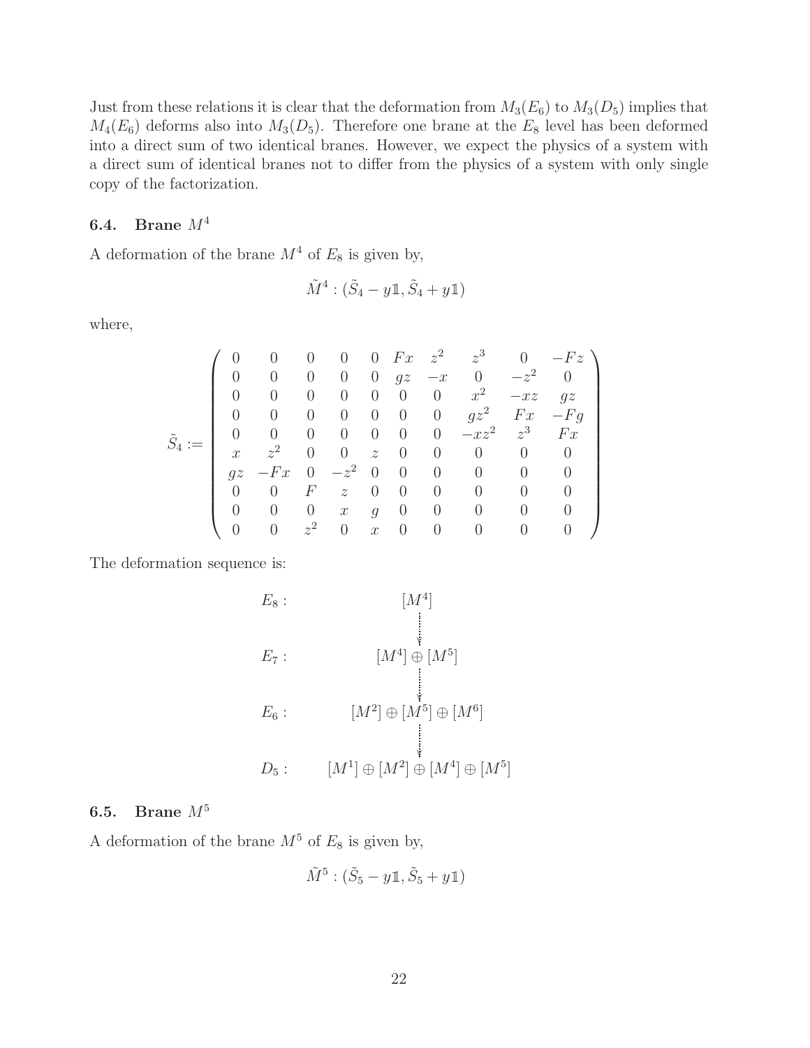Just from these relations it is clear that the deformation from $M_3(E_6)$ to $M_3(D_5)$ implies that $M_4(E_6)$ deforms also into $M_3(D_5)$. Therefore one brane at the $E_8$ level has been deformed into a direct sum of two identical branes. However, we expect the physics of a system with a direct sum of identical branes not to differ from the physics of a system with only single copy of the factorization.

### 6.4. Brane $M^4$

A deformation of the brane $M^4$ of $E_8$ is given by,

$$\tilde{M}^4 : (\tilde{S}_4 - y\mathbb{1}, \tilde{S}_4 + y\mathbb{1})$$

where,

$$\tilde{S}_4 := \begin{pmatrix} 0 & 0 & 0 & 0 & 0 & Fx & z^2 & z^3 & 0 & -Fz \\ 0 & 0 & 0 & 0 & 0 & gz & -x & 0 & -z^2 & 0 \\ 0 & 0 & 0 & 0 & 0 & 0 & 0 & x^2 & -xz & gz \\ 0 & 0 & 0 & 0 & 0 & 0 & 0 & gz^2 & Fx & -Fg \\ 0 & 0 & 0 & 0 & 0 & 0 & 0 & -xz^2 & z^3 & Fx \\ x & z^2 & 0 & 0 & z & 0 & 0 & 0 & 0 & 0 \\ gz & -Fx & 0 & -z^2 & 0 & 0 & 0 & 0 & 0 & 0 \\ 0 & 0 & F & z & 0 & 0 & 0 & 0 & 0 & 0 \\ 0 & 0 & 0 & x & g & 0 & 0 & 0 & 0 & 0 \\ 0 & 0 & z^2 & 0 & x & 0 & 0 & 0 & 0 & 0 \end{pmatrix}$$

The deformation sequence is:

$$\begin{array}{ll} E_8 : & [M^4] \\ & \downarrow \\ E_7 : & [M^4] \oplus [M^5] \\ & \downarrow \\ E_6 : & [M^2] \oplus [M^5] \oplus [M^6] \\ & \downarrow \\ D_5 : & [M^1] \oplus [M^2] \oplus [M^4] \oplus [M^5] \end{array}$$

### 6.5. Brane $M^5$

A deformation of the brane $M^5$ of $E_8$ is given by,

$$\tilde{M}^5 : (\tilde{S}_5 - y\mathbb{1}, \tilde{S}_5 + y\mathbb{1})$$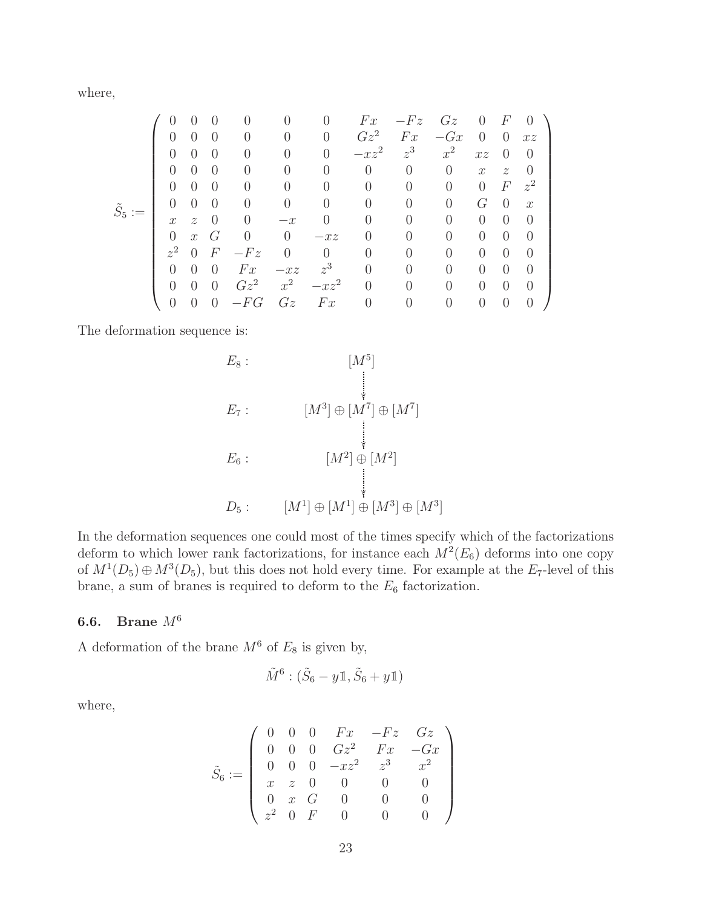where,

$$
\tilde{S}_5 := \left(\begin{array}{cccccccccccc}
0 & 0 & 0 & 0 & 0 & 0 & Fx & -Fz & Gz & 0 & F & 0 \\
0 & 0 & 0 & 0 & 0 & 0 & Gz^2 & Fx & -Gx & 0 & 0 & xz \\
0 & 0 & 0 & 0 & 0 & 0 & -xz^2 & z^3 & x^2 & xz & 0 & 0 \\
0 & 0 & 0 & 0 & 0 & 0 & 0 & 0 & 0 & x & z & 0 \\
0 & 0 & 0 & 0 & 0 & 0 & 0 & 0 & 0 & 0 & F & z^2 \\
0 & 0 & 0 & 0 & 0 & 0 & 0 & 0 & 0 & G & 0 & x \\
x & z & 0 & 0 & -x & 0 & 0 & 0 & 0 & 0 & 0 & 0 \\
0 & x & G & 0 & 0 & -xz & 0 & 0 & 0 & 0 & 0 & 0 \\
z^2 & 0 & F & -Fz & 0 & 0 & 0 & 0 & 0 & 0 & 0 & 0 \\
0 & 0 & 0 & Fx & -xz & z^3 & 0 & 0 & 0 & 0 & 0 & 0 \\
0 & 0 & 0 & Gz^2 & x^2 & -xz^2 & 0 & 0 & 0 & 0 & 0 & 0 \\
0 & 0 & 0 & -FG & Gz & Fx & 0 & 0 & 0 & 0 & 0 & 0
\end{array}\right)
$$

The deformation sequence is:

$$
\begin{array}{ll}
E_8: & [M^5] \\
& \downarrow \\
E_7: & [M^3] \oplus [M^7] \oplus [M^7] \\
& \downarrow \\
E_6: & [M^2] \oplus [M^2] \\
& \downarrow \\
D_5: & [M^1] \oplus [M^1] \oplus [M^3] \oplus [M^3]
\end{array}
$$

In the deformation sequences one could most of the times specify which of the factorizations deform to which lower rank factorizations, for instance each $M^2(E_6)$ deforms into one copy of $M^1(D_5) \oplus M^3(D_5)$, but this does not hold every time. For example at the $E_7$-level of this brane, a sum of branes is required to deform to the $E_6$ factorization.

### 6.6. Brane $M^6$

A deformation of the brane $M^6$ of $E_8$ is given by,

$$
\tilde{M}^6 : (\tilde{S}_6 - y\mathbb{1}, \tilde{S}_6 + y\mathbb{1})
$$

where,

$$
\tilde{S}_6 := \left(\begin{array}{cccccc}
0 & 0 & 0 & Fx & -Fz & Gz \\
0 & 0 & 0 & Gz^2 & Fx & -Gx \\
0 & 0 & 0 & -xz^2 & z^3 & x^2 \\
x & z & 0 & 0 & 0 & 0 \\
0 & x & G & 0 & 0 & 0 \\
z^2 & 0 & F & 0 & 0 & 0
\end{array}\right)
$$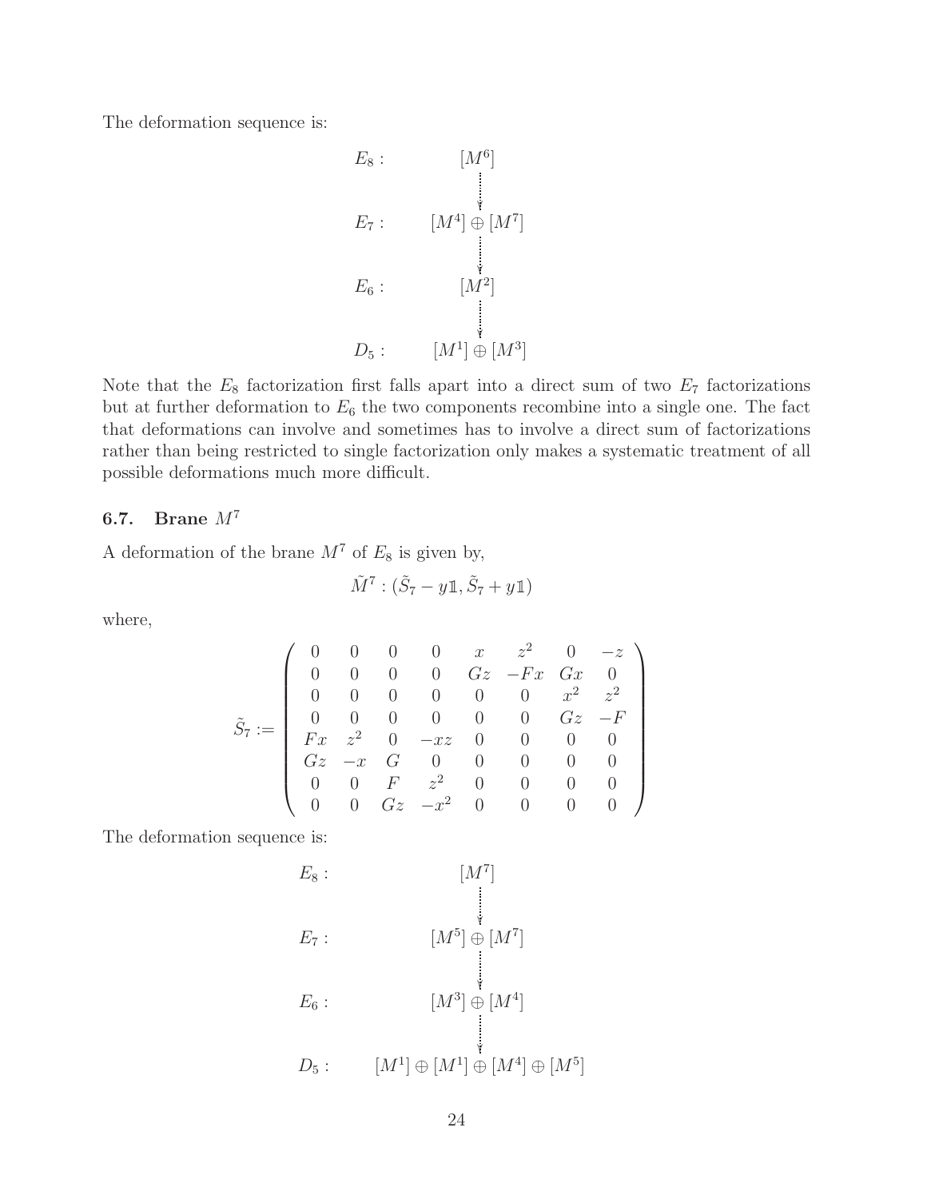The deformation sequence is:

$$
\begin{array}{ll}
E_8: & [M^6] \\
& \quad \downarrow \\
E_7: & [M^4] \oplus [M^7] \\
& \quad \downarrow \\
E_6: & [M^2] \\
& \quad \downarrow \\
D_5: & [M^1] \oplus [M^3]
\end{array}
$$

Note that the $E_8$ factorization first falls apart into a direct sum of two $E_7$ factorizations but at further deformation to $E_6$ the two components recombine into a single one. The fact that deformations can involve and sometimes has to involve a direct sum of factorizations rather than being restricted to single factorization only makes a systematic treatment of all possible deformations much more difficult.

### 6.7. Brane $M^7$

A deformation of the brane $M^7$ of $E_8$ is given by,

$$
\tilde{M}^7 : (\tilde{S}_7 - y\mathbb{1}, \tilde{S}_7 + y\mathbb{1})
$$

where,

$$
\tilde{S}_7 := \left( \begin{array}{cccccccc}
0 & 0 & 0 & 0 & x & z^2 & 0 & -z \\
0 & 0 & 0 & 0 & Gz & -Fx & Gx & 0 \\
0 & 0 & 0 & 0 & 0 & 0 & x^2 & z^2 \\
0 & 0 & 0 & 0 & 0 & 0 & Gz & -F \\
Fx & z^2 & 0 & -xz & 0 & 0 & 0 & 0 \\
Gz & -x & G & 0 & 0 & 0 & 0 & 0 \\
0 & 0 & F & z^2 & 0 & 0 & 0 & 0 \\
0 & 0 & Gz & -x^2 & 0 & 0 & 0 & 0
\end{array} \right)
$$

The deformation sequence is:

$$
\begin{array}{ll}
E_8: & [M^7] \\
& \quad \downarrow \\
E_7: & [M^5] \oplus [M^7] \\
& \quad \downarrow \\
E_6: & [M^3] \oplus [M^4] \\
& \quad \downarrow \\
D_5: & [M^1] \oplus [M^1] \oplus [M^4] \oplus [M^5]
\end{array}
$$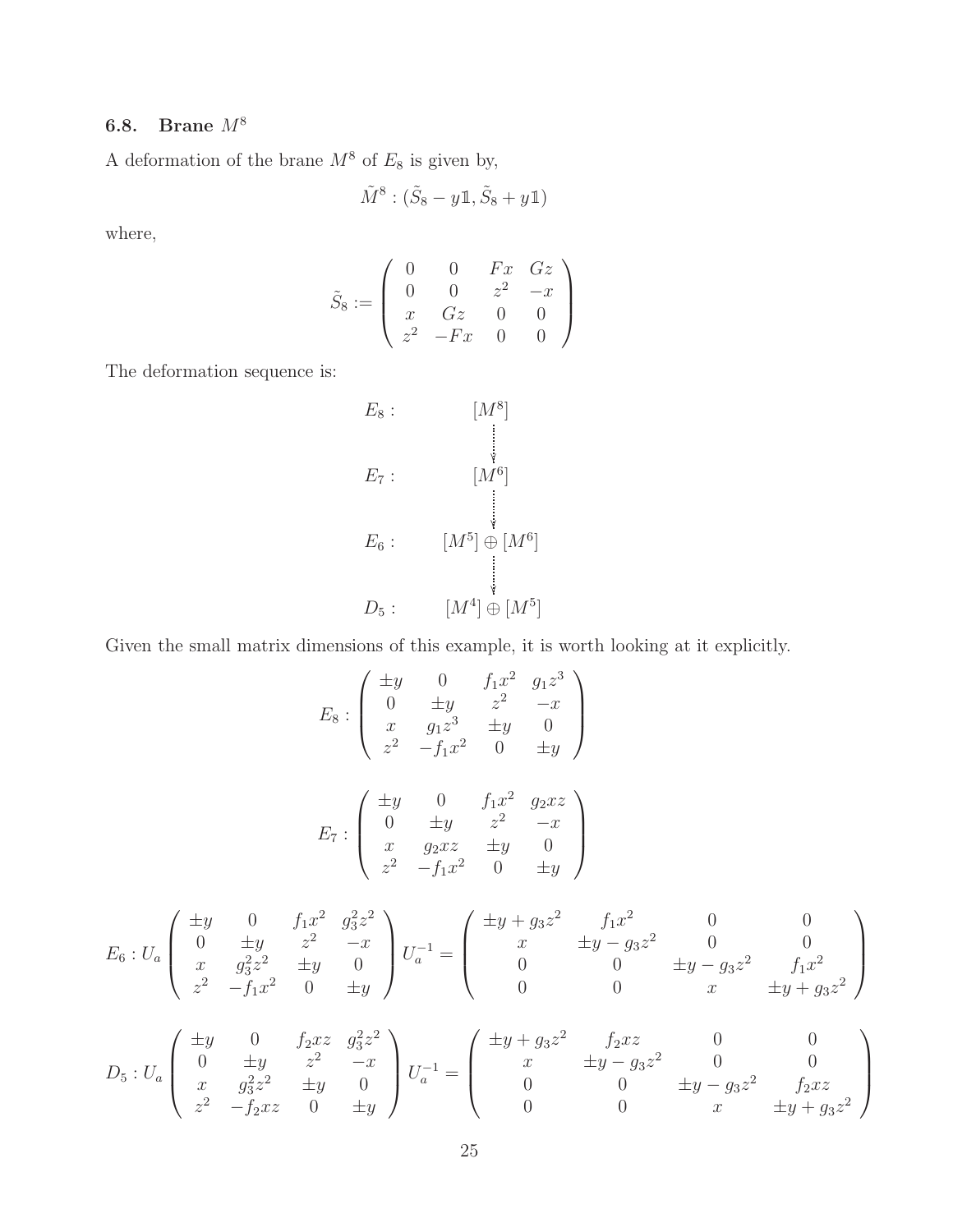### 6.8. Brane $M^8$

A deformation of the brane $M^8$ of $E_8$ is given by,

$$\tilde{M}^8 : (\tilde{S}_8 - y\mathbb{1}, \tilde{S}_8 + y\mathbb{1})$$

where,

$$\tilde{S}_8 := \begin{pmatrix} 0 & 0 & Fx & Gz \\ 0 & 0 & z^2 & -x \\ x & Gz & 0 & 0 \\ z^2 & -Fx & 0 & 0 \end{pmatrix}$$

The deformation sequence is:

$$\begin{array}{ll} E_8 : & [M^8] \\ & \quad \vdots \\ E_7 : & [M^6] \\ & \quad \vdots \\ E_6 : & [M^5] \oplus [M^6] \\ & \quad \vdots \\ D_5 : & [M^4] \oplus [M^5] \end{array}$$

Given the small matrix dimensions of this example, it is worth looking at it explicitly.

$$E_8 : \begin{pmatrix} \pm y & 0 & f_1 x^2 & g_1 z^3 \\ 0 & \pm y & z^2 & -x \\ x & g_1 z^3 & \pm y & 0 \\ z^2 & -f_1 x^2 & 0 & \pm y \end{pmatrix}$$

$$E_7 : \begin{pmatrix} \pm y & 0 & f_1 x^2 & g_2 xz \\ 0 & \pm y & z^2 & -x \\ x & g_2 xz & \pm y & 0 \\ z^2 & -f_1 x^2 & 0 & \pm y \end{pmatrix}$$

$$E_6 : U_a \begin{pmatrix} \pm y & 0 & f_1 x^2 & g_3^2 z^2 \\ 0 & \pm y & z^2 & -x \\ x & g_3^2 z^2 & \pm y & 0 \\ z^2 & -f_1 x^2 & 0 & \pm y \end{pmatrix} U_a^{-1} = \begin{pmatrix} \pm y + g_3 z^2 & f_1 x^2 & 0 & 0 \\ x & \pm y - g_3 z^2 & 0 & 0 \\ 0 & 0 & \pm y - g_3 z^2 & f_1 x^2 \\ 0 & 0 & x & \pm y + g_3 z^2 \end{pmatrix}$$

$$D_5 : U_a \begin{pmatrix} \pm y & 0 & f_2 xz & g_3^2 z^2 \\ 0 & \pm y & z^2 & -x \\ x & g_3^2 z^2 & \pm y & 0 \\ z^2 & -f_2 xz & 0 & \pm y \end{pmatrix} U_a^{-1} = \begin{pmatrix} \pm y + g_3 z^2 & f_2 xz & 0 & 0 \\ x & \pm y - g_3 z^2 & 0 & 0 \\ 0 & 0 & \pm y - g_3 z^2 & f_2 xz \\ 0 & 0 & x & \pm y + g_3 z^2 \end{pmatrix}$$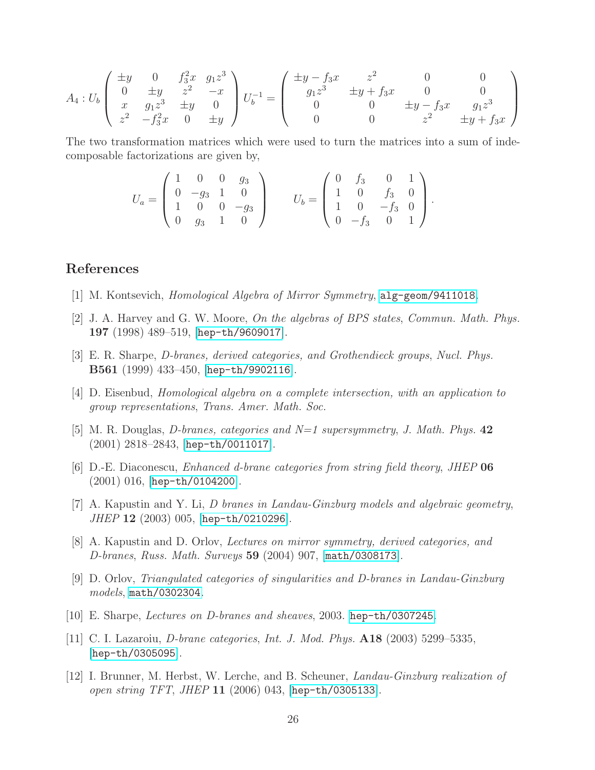$$A_4 : U_b \begin{pmatrix} \pm y & 0 & f_3^2 x & g_1 z^3 \\ 0 & \pm y & z^2 & -x \\ x & g_1 z^3 & \pm y & 0 \\ z^2 & -f_3^2 x & 0 & \pm y \end{pmatrix} U_b^{-1} = \begin{pmatrix} \pm y - f_3 x & z^2 & 0 & 0 \\ g_1 z^3 & \pm y + f_3 x & 0 & 0 \\ 0 & 0 & \pm y - f_3 x & g_1 z^3 \\ 0 & 0 & z^2 & \pm y + f_3 x \end{pmatrix}$$

The two transformation matrices which were used to turn the matrices into a sum of indecomposable factorizations are given by,

$$U_a = \begin{pmatrix} 1 & 0 & 0 & g_3 \\ 0 & -g_3 & 1 & 0 \\ 1 & 0 & 0 & -g_3 \\ 0 & g_3 & 1 & 0 \end{pmatrix} \qquad U_b = \begin{pmatrix} 0 & f_3 & 0 & 1 \\ 1 & 0 & f_3 & 0 \\ 1 & 0 & -f_3 & 0 \\ 0 & -f_3 & 0 & 1 \end{pmatrix}.$$

## References

[1] M. Kontsevich, *Homological Algebra of Mirror Symmetry*, alg-geom/9411018.

[2] J. A. Harvey and G. W. Moore, *On the algebras of BPS states*, *Commun. Math. Phys.* **197** (1998) 489–519, [hep-th/9609017].

[3] E. R. Sharpe, *D-branes, derived categories, and Grothendieck groups*, *Nucl. Phys.* **B561** (1999) 433–450, [hep-th/9902116].

[4] D. Eisenbud, *Homological algebra on a complete intersection, with an application to group representations*, *Trans. Amer. Math. Soc.*

[5] M. R. Douglas, *D-branes, categories and N=1 supersymmetry*, *J. Math. Phys.* **42** (2001) 2818–2843, [hep-th/0011017].

[6] D.-E. Diaconescu, *Enhanced d-brane categories from string field theory*, *JHEP* **06** (2001) 016, [hep-th/0104200].

[7] A. Kapustin and Y. Li, *D branes in Landau-Ginzburg models and algebraic geometry*, *JHEP* **12** (2003) 005, [hep-th/0210296].

[8] A. Kapustin and D. Orlov, *Lectures on mirror symmetry, derived categories, and D-branes*, *Russ. Math. Surveys* **59** (2004) 907, [math/0308173].

[9] D. Orlov, *Triangulated categories of singularities and D-branes in Landau-Ginzburg models*, math/0302304.

[10] E. Sharpe, *Lectures on D-branes and sheaves*, 2003. hep-th/0307245.

[11] C. I. Lazaroiu, *D-brane categories*, *Int. J. Mod. Phys.* **A18** (2003) 5299–5335, [hep-th/0305095].

[12] I. Brunner, M. Herbst, W. Lerche, and B. Scheuner, *Landau-Ginzburg realization of open string TFT*, *JHEP* **11** (2006) 043, [hep-th/0305133].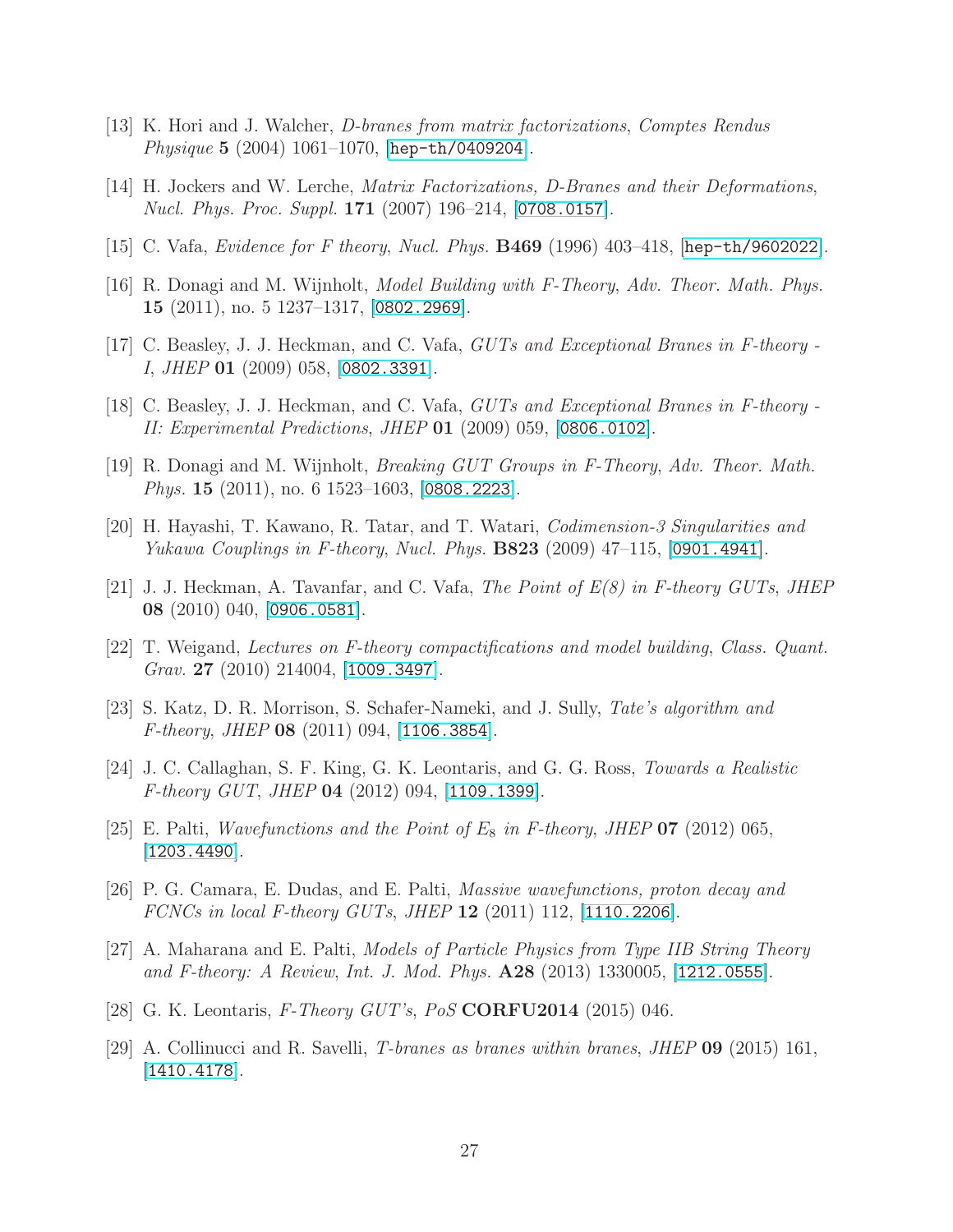[13] K. Hori and J. Walcher, *D-branes from matrix factorizations*, *Comptes Rendus Physique* **5** (2004) 1061–1070, [hep-th/0409204].

[14] H. Jockers and W. Lerche, *Matrix Factorizations, D-Branes and their Deformations*, *Nucl. Phys. Proc. Suppl.* **171** (2007) 196–214, [0708.0157].

[15] C. Vafa, *Evidence for F theory*, *Nucl. Phys.* **B469** (1996) 403–418, [hep-th/9602022].

[16] R. Donagi and M. Wijnholt, *Model Building with F-Theory*, *Adv. Theor. Math. Phys.* **15** (2011), no. 5 1237–1317, [0802.2969].

[17] C. Beasley, J. J. Heckman, and C. Vafa, *GUTs and Exceptional Branes in F-theory - I*, *JHEP* **01** (2009) 058, [0802.3391].

[18] C. Beasley, J. J. Heckman, and C. Vafa, *GUTs and Exceptional Branes in F-theory - II: Experimental Predictions*, *JHEP* **01** (2009) 059, [0806.0102].

[19] R. Donagi and M. Wijnholt, *Breaking GUT Groups in F-Theory*, *Adv. Theor. Math. Phys.* **15** (2011), no. 6 1523–1603, [0808.2223].

[20] H. Hayashi, T. Kawano, R. Tatar, and T. Watari, *Codimension-3 Singularities and Yukawa Couplings in F-theory*, *Nucl. Phys.* **B823** (2009) 47–115, [0901.4941].

[21] J. J. Heckman, A. Tavanfar, and C. Vafa, *The Point of E(8) in F-theory GUTs*, *JHEP* **08** (2010) 040, [0906.0581].

[22] T. Weigand, *Lectures on F-theory compactifications and model building*, *Class. Quant. Grav.* **27** (2010) 214004, [1009.3497].

[23] S. Katz, D. R. Morrison, S. Schafer-Nameki, and J. Sully, *Tate's algorithm and F-theory*, *JHEP* **08** (2011) 094, [1106.3854].

[24] J. C. Callaghan, S. F. King, G. K. Leontaris, and G. G. Ross, *Towards a Realistic F-theory GUT*, *JHEP* **04** (2012) 094, [1109.1399].

[25] E. Palti, *Wavefunctions and the Point of $E_8$ in F-theory*, *JHEP* **07** (2012) 065, [1203.4490].

[26] P. G. Camara, E. Dudas, and E. Palti, *Massive wavefunctions, proton decay and FCNCs in local F-theory GUTs*, *JHEP* **12** (2011) 112, [1110.2206].

[27] A. Maharana and E. Palti, *Models of Particle Physics from Type IIB String Theory and F-theory: A Review*, *Int. J. Mod. Phys.* **A28** (2013) 1330005, [1212.0555].

[28] G. K. Leontaris, *F-Theory GUT's*, *PoS* **CORFU2014** (2015) 046.

[29] A. Collinucci and R. Savelli, *T-branes as branes within branes*, *JHEP* **09** (2015) 161, [1410.4178].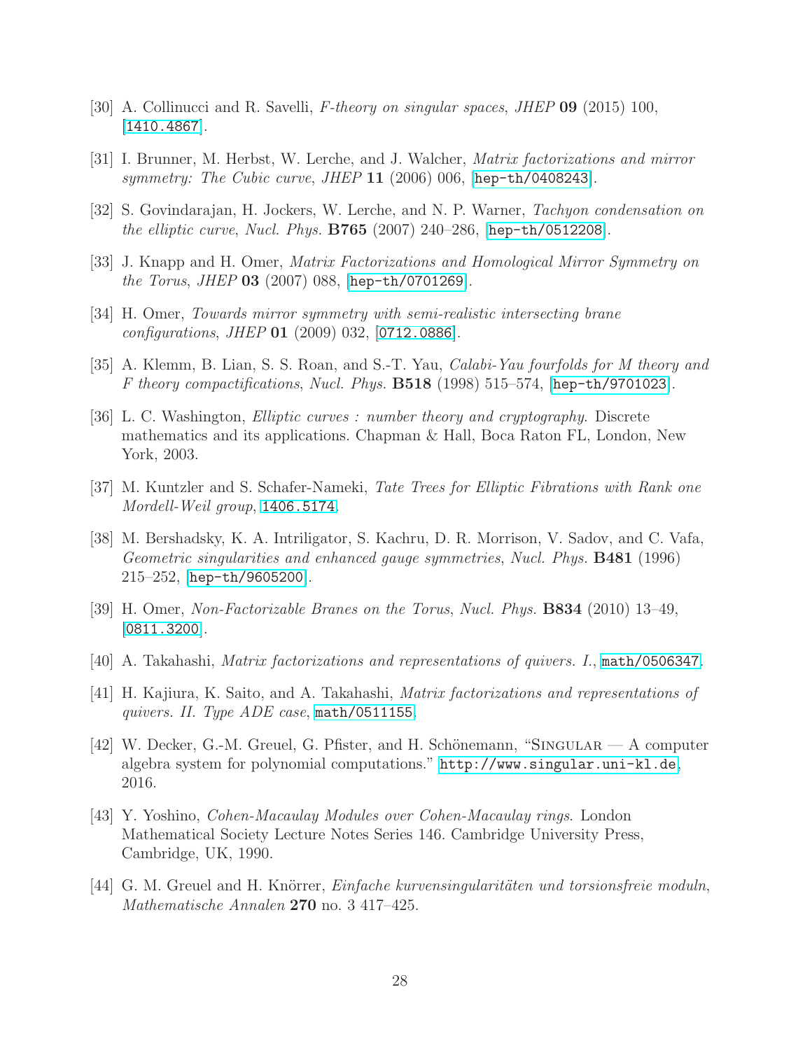[30] A. Collinucci and R. Savelli, *F-theory on singular spaces*, *JHEP* **09** (2015) 100, [1410.4867].

[31] I. Brunner, M. Herbst, W. Lerche, and J. Walcher, *Matrix factorizations and mirror symmetry: The Cubic curve*, *JHEP* **11** (2006) 006, [hep-th/0408243].

[32] S. Govindarajan, H. Jockers, W. Lerche, and N. P. Warner, *Tachyon condensation on the elliptic curve*, *Nucl. Phys.* **B765** (2007) 240–286, [hep-th/0512208].

[33] J. Knapp and H. Omer, *Matrix Factorizations and Homological Mirror Symmetry on the Torus*, *JHEP* **03** (2007) 088, [hep-th/0701269].

[34] H. Omer, *Towards mirror symmetry with semi-realistic intersecting brane configurations*, *JHEP* **01** (2009) 032, [0712.0886].

[35] A. Klemm, B. Lian, S. S. Roan, and S.-T. Yau, *Calabi-Yau fourfolds for M theory and F theory compactifications*, *Nucl. Phys.* **B518** (1998) 515–574, [hep-th/9701023].

[36] L. C. Washington, *Elliptic curves : number theory and cryptography*. Discrete mathematics and its applications. Chapman & Hall, Boca Raton FL, London, New York, 2003.

[37] M. Kuntzler and S. Schafer-Nameki, *Tate Trees for Elliptic Fibrations with Rank one Mordell-Weil group*, 1406.5174.

[38] M. Bershadsky, K. A. Intriligator, S. Kachru, D. R. Morrison, V. Sadov, and C. Vafa, *Geometric singularities and enhanced gauge symmetries*, *Nucl. Phys.* **B481** (1996) 215–252, [hep-th/9605200].

[39] H. Omer, *Non-Factorizable Branes on the Torus*, *Nucl. Phys.* **B834** (2010) 13–49, [0811.3200].

[40] A. Takahashi, *Matrix factorizations and representations of quivers. I.*, math/0506347.

[41] H. Kajiura, K. Saito, and A. Takahashi, *Matrix factorizations and representations of quivers. II. Type ADE case*, math/0511155.

[42] W. Decker, G.-M. Greuel, G. Pfister, and H. Schönemann, "Singular — A computer algebra system for polynomial computations." http://www.singular.uni-kl.de, 2016.

[43] Y. Yoshino, *Cohen-Macaulay Modules over Cohen-Macaulay rings*. London Mathematical Society Lecture Notes Series 146. Cambridge University Press, Cambridge, UK, 1990.

[44] G. M. Greuel and H. Knörrer, *Einfache kurvensingularitäten und torsionsfreie moduln*, *Mathematische Annalen* **270** no. 3 417–425.